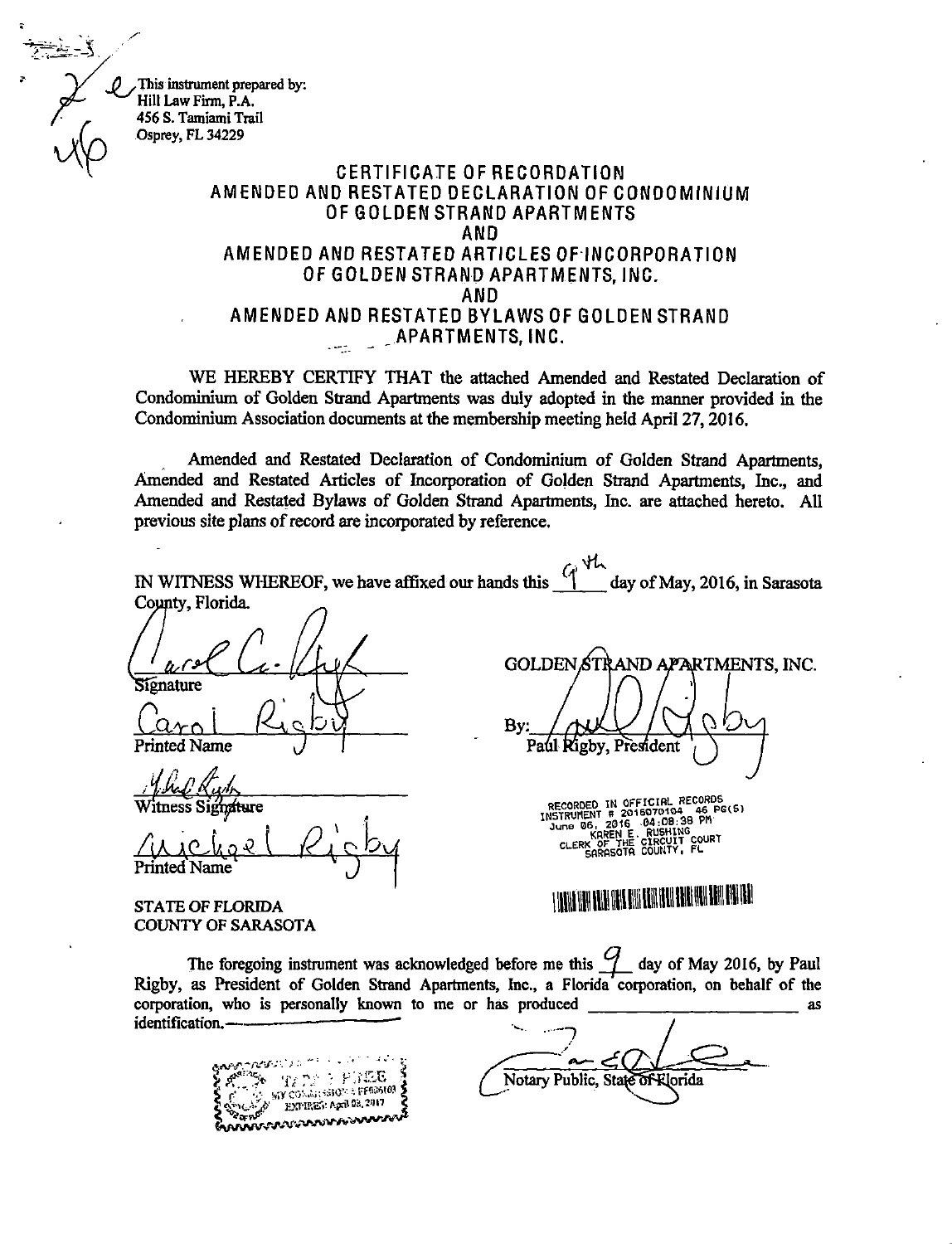This instrument prepared by:
Hill Law Firm, P.A.
456 S. Tamiami Trail
Osprey, FL 34229

# CERTIFICATE OF RECORDATION
# AMENDED AND RESTATED DECLARATION OF CONDOMINIUM OF GOLDEN STRAND APARTMENTS
# AND
# AMENDED AND RESTATED ARTICLES OF INCORPORATION OF GOLDEN STRAND APARTMENTS, INC.
# AND
# AMENDED AND RESTATED BYLAWS OF GOLDEN STRAND APARTMENTS, INC.

WE HEREBY CERTIFY THAT the attached Amended and Restated Declaration of Condominium of Golden Strand Apartments was duly adopted in the manner provided in the Condominium Association documents at the membership meeting held April 27, 2016.

Amended and Restated Declaration of Condominium of Golden Strand Apartments, Amended and Restated Articles of Incorporation of Golden Strand Apartments, Inc., and Amended and Restated Bylaws of Golden Strand Apartments, Inc. are attached hereto. All previous site plans of record are incorporated by reference.

IN WITNESS WHEREOF, we have affixed our hands this 9th day of May, 2016, in Sarasota County, Florida.

Signature

Carol Rigby
Printed Name

Witness Signature

Michael Rigby
Printed Name

GOLDEN STRAND APARTMENTS, INC.

By: Paul Rigby, President

RECORDED IN OFFICIAL RECORDS
INSTRUMENT # 2016070104 46 PG(S)
June 06, 2016 04:08:38 PM
KAREN E. RUSHING
CLERK OF THE CIRCUIT COURT
SARASOTA COUNTY, FL

STATE OF FLORIDA
COUNTY OF SARASOTA

The foregoing instrument was acknowledged before me this 9 day of May 2016, by Paul Rigby, as President of Golden Strand Apartments, Inc., a Florida corporation, on behalf of the corporation, who is personally known to me or has produced \_\_\_\_\_\_\_\_\_\_\_\_\_\_\_\_\_\_\_\_ as identification.

Notary Public, State of Florida

MY COMMISSION # FF086103
EXPIRES: April 08, 2017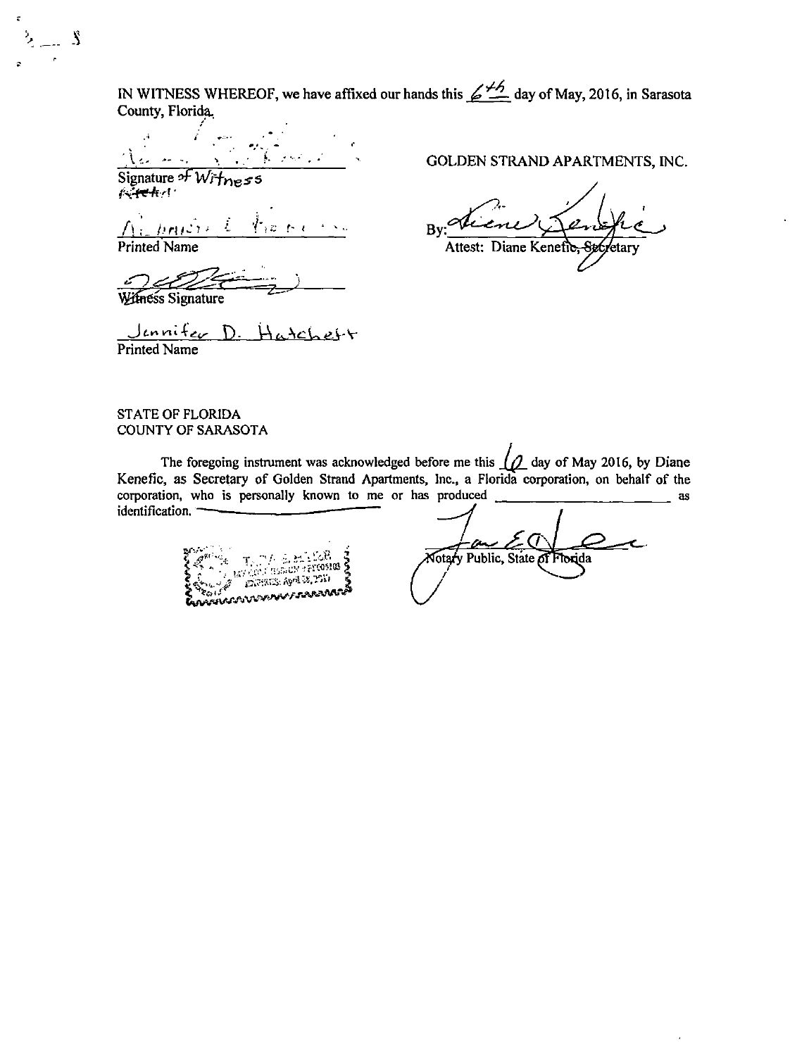IN WITNESS WHEREOF, we have affixed our hands this 6th day of May, 2016, in Sarasota County, Florida.

______________________________
Signature of Witness

______________________________
Printed Name

______________________________
Witness Signature

Jennifer D. Hatchett
Printed Name

GOLDEN STRAND APARTMENTS, INC.

By: ______________________________
Attest: Diane Kenefic, Secretary

STATE OF FLORIDA
COUNTY OF SARASOTA

The foregoing instrument was acknowledged before me this 6 day of May 2016, by Diane Kenefic, as Secretary of Golden Strand Apartments, Inc., a Florida corporation, on behalf of the corporation, who is personally known to me or has produced ______________________ as identification.

______________________________
Notary Public, State of Florida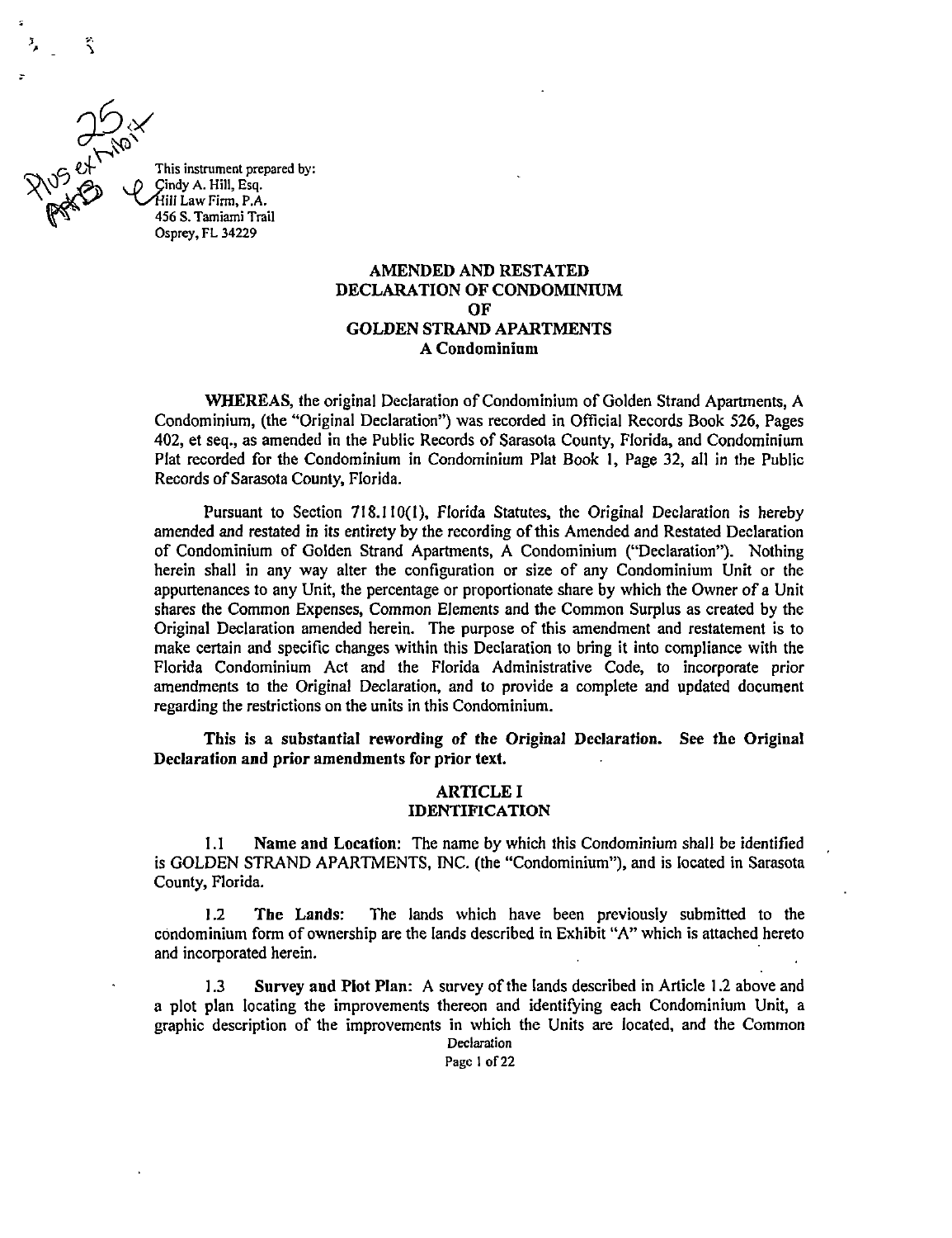This instrument prepared by:
Cindy A. Hill, Esq.
Hill Law Firm, P.A.
456 S. Tamiami Trail
Osprey, FL 34229

# AMENDED AND RESTATED DECLARATION OF CONDOMINIUM OF GOLDEN STRAND APARTMENTS A Condominium

**WHEREAS**, the original Declaration of Condominium of Golden Strand Apartments, A Condominium, (the "Original Declaration") was recorded in Official Records Book 526, Pages 402, et seq., as amended in the Public Records of Sarasota County, Florida, and Condominium Plat recorded for the Condominium in Condominium Plat Book 1, Page 32, all in the Public Records of Sarasota County, Florida.

Pursuant to Section 718.110(1), Florida Statutes, the Original Declaration is hereby amended and restated in its entirety by the recording of this Amended and Restated Declaration of Condominium of Golden Strand Apartments, A Condominium ("Declaration"). Nothing herein shall in any way alter the configuration or size of any Condominium Unit or the appurtenances to any Unit, the percentage or proportionate share by which the Owner of a Unit shares the Common Expenses, Common Elements and the Common Surplus as created by the Original Declaration amended herein. The purpose of this amendment and restatement is to make certain and specific changes within this Declaration to bring it into compliance with the Florida Condominium Act and the Florida Administrative Code, to incorporate prior amendments to the Original Declaration, and to provide a complete and updated document regarding the restrictions on the units in this Condominium.

**This is a substantial rewording of the Original Declaration. See the Original Declaration and prior amendments for prior text.**

## ARTICLE I IDENTIFICATION

1.1 **Name and Location:** The name by which this Condominium shall be identified is GOLDEN STRAND APARTMENTS, INC. (the "Condominium"), and is located in Sarasota County, Florida.

1.2 **The Lands:** The lands which have been previously submitted to the condominium form of ownership are the lands described in Exhibit "A" which is attached hereto and incorporated herein.

1.3 **Survey and Plot Plan:** A survey of the lands described in Article 1.2 above and a plot plan locating the improvements thereon and identifying each Condominium Unit, a graphic description of the improvements in which the Units are located, and the Common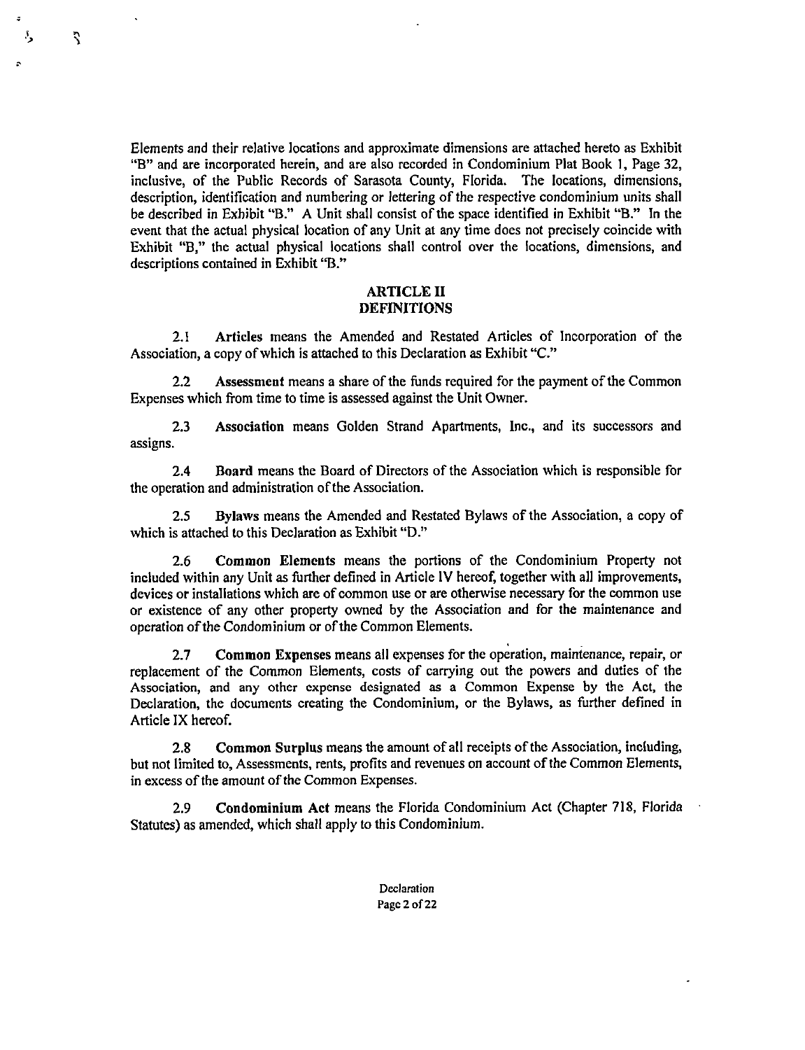Elements and their relative locations and approximate dimensions are attached hereto as Exhibit "B" and are incorporated herein, and are also recorded in Condominium Plat Book 1, Page 32, inclusive, of the Public Records of Sarasota County, Florida. The locations, dimensions, description, identification and numbering or lettering of the respective condominium units shall be described in Exhibit "B." A Unit shall consist of the space identified in Exhibit "B." In the event that the actual physical location of any Unit at any time does not precisely coincide with Exhibit "B," the actual physical locations shall control over the locations, dimensions, and descriptions contained in Exhibit "B."

## ARTICLE II
## DEFINITIONS

2.1 **Articles** means the Amended and Restated Articles of Incorporation of the Association, a copy of which is attached to this Declaration as Exhibit "C."

2.2 **Assessment** means a share of the funds required for the payment of the Common Expenses which from time to time is assessed against the Unit Owner.

2.3 **Association** means Golden Strand Apartments, Inc., and its successors and assigns.

2.4 **Board** means the Board of Directors of the Association which is responsible for the operation and administration of the Association.

2.5 **Bylaws** means the Amended and Restated Bylaws of the Association, a copy of which is attached to this Declaration as Exhibit "D."

2.6 **Common Elements** means the portions of the Condominium Property not included within any Unit as further defined in Article IV hereof, together with all improvements, devices or installations which are of common use or are otherwise necessary for the common use or existence of any other property owned by the Association and for the maintenance and operation of the Condominium or of the Common Elements.

2.7 **Common Expenses** means all expenses for the operation, maintenance, repair, or replacement of the Common Elements, costs of carrying out the powers and duties of the Association, and any other expense designated as a Common Expense by the Act, the Declaration, the documents creating the Condominium, or the Bylaws, as further defined in Article IX hereof.

2.8 **Common Surplus** means the amount of all receipts of the Association, including, but not limited to, Assessments, rents, profits and revenues on account of the Common Elements, in excess of the amount of the Common Expenses.

2.9 **Condominium Act** means the Florida Condominium Act (Chapter 718, Florida Statutes) as amended, which shall apply to this Condominium.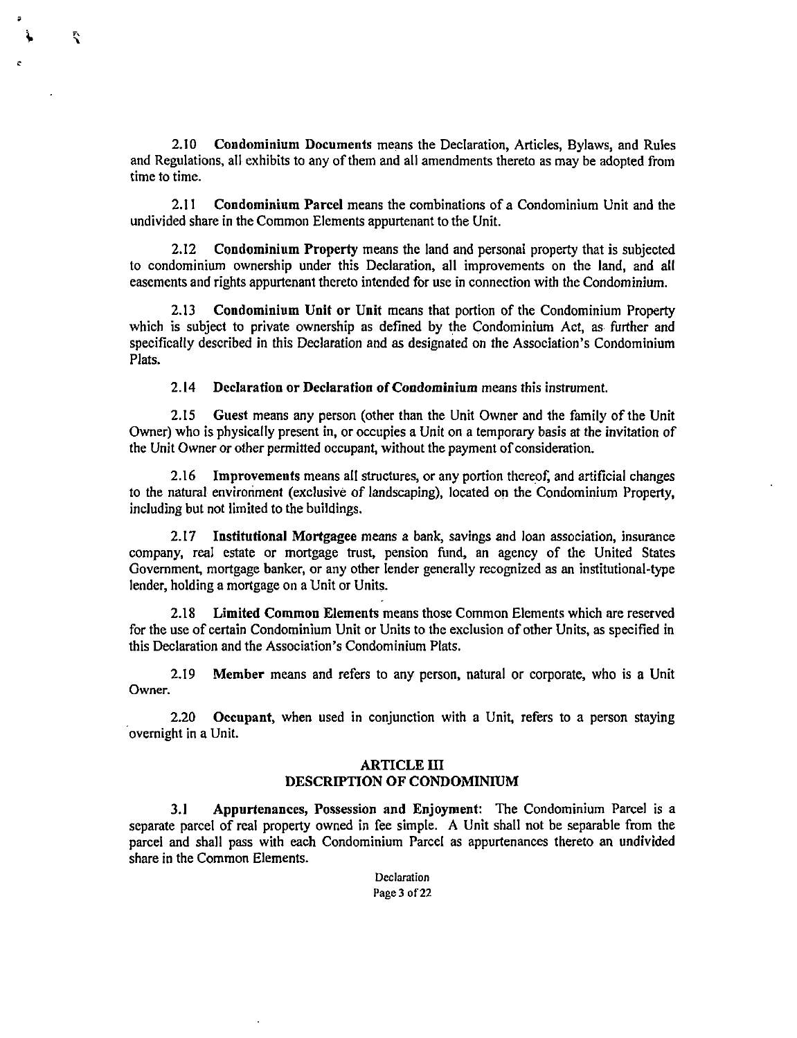2.10 **Condominium Documents** means the Declaration, Articles, Bylaws, and Rules and Regulations, all exhibits to any of them and all amendments thereto as may be adopted from time to time.

2.11 **Condominium Parcel** means the combinations of a Condominium Unit and the undivided share in the Common Elements appurtenant to the Unit.

2.12 **Condominium Property** means the land and personal property that is subjected to condominium ownership under this Declaration, all improvements on the land, and all easements and rights appurtenant thereto intended for use in connection with the Condominium.

2.13 **Condominium Unit or Unit** means that portion of the Condominium Property which is subject to private ownership as defined by the Condominium Act, as further and specifically described in this Declaration and as designated on the Association's Condominium Plats.

2.14 **Declaration or Declaration of Condominium** means this instrument.

2.15 **Guest** means any person (other than the Unit Owner and the family of the Unit Owner) who is physically present in, or occupies a Unit on a temporary basis at the invitation of the Unit Owner or other permitted occupant, without the payment of consideration.

2.16 **Improvements** means all structures, or any portion thereof, and artificial changes to the natural environment (exclusive of landscaping), located on the Condominium Property, including but not limited to the buildings.

2.17 **Institutional Mortgagee** means a bank, savings and loan association, insurance company, real estate or mortgage trust, pension fund, an agency of the United States Government, mortgage banker, or any other lender generally recognized as an institutional-type lender, holding a mortgage on a Unit or Units.

2.18 **Limited Common Elements** means those Common Elements which are reserved for the use of certain Condominium Unit or Units to the exclusion of other Units, as specified in this Declaration and the Association's Condominium Plats.

2.19 **Member** means and refers to any person, natural or corporate, who is a Unit Owner.

2.20 **Occupant**, when used in conjunction with a Unit, refers to a person staying overnight in a Unit.

## ARTICLE III
## DESCRIPTION OF CONDOMINIUM

3.1 **Appurtenances, Possession and Enjoyment:** The Condominium Parcel is a separate parcel of real property owned in fee simple. A Unit shall not be separable from the parcel and shall pass with each Condominium Parcel as appurtenances thereto an undivided share in the Common Elements.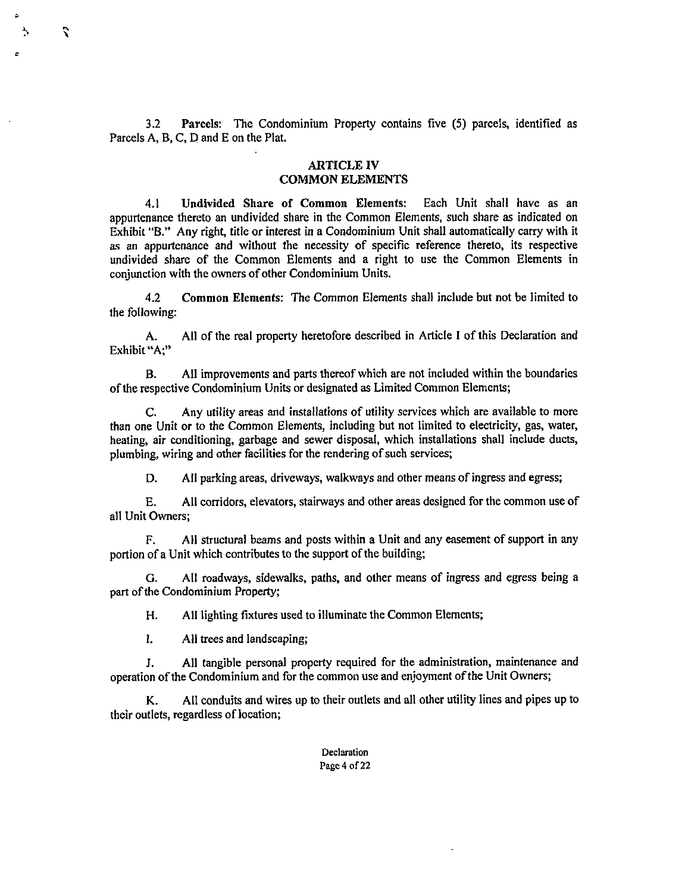3.2 **Parcels:** The Condominium Property contains five (5) parcels, identified as Parcels A, B, C, D and E on the Plat.

## ARTICLE IV
## COMMON ELEMENTS

4.1 **Undivided Share of Common Elements:** Each Unit shall have as an appurtenance thereto an undivided share in the Common Elements, such share as indicated on Exhibit "B." Any right, title or interest in a Condominium Unit shall automatically carry with it as an appurtenance and without the necessity of specific reference thereto, its respective undivided share of the Common Elements and a right to use the Common Elements in conjunction with the owners of other Condominium Units.

4.2 **Common Elements:** The Common Elements shall include but not be limited to the following:

A. All of the real property heretofore described in Article I of this Declaration and Exhibit "A;"

B. All improvements and parts thereof which are not included within the boundaries of the respective Condominium Units or designated as Limited Common Elements;

C. Any utility areas and installations of utility services which are available to more than one Unit or to the Common Elements, including but not limited to electricity, gas, water, heating, air conditioning, garbage and sewer disposal, which installations shall include ducts, plumbing, wiring and other facilities for the rendering of such services;

D. All parking areas, driveways, walkways and other means of ingress and egress;

E. All corridors, elevators, stairways and other areas designed for the common use of all Unit Owners;

F. All structural beams and posts within a Unit and any easement of support in any portion of a Unit which contributes to the support of the building;

G. All roadways, sidewalks, paths, and other means of ingress and egress being a part of the Condominium Property;

H. All lighting fixtures used to illuminate the Common Elements;

I. All trees and landscaping;

J. All tangible personal property required for the administration, maintenance and operation of the Condominium and for the common use and enjoyment of the Unit Owners;

K. All conduits and wires up to their outlets and all other utility lines and pipes up to their outlets, regardless of location;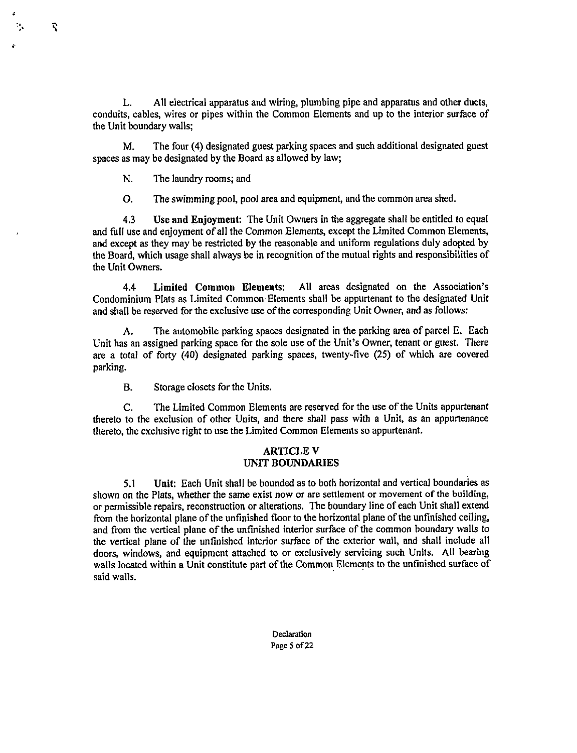L. All electrical apparatus and wiring, plumbing pipe and apparatus and other ducts, conduits, cables, wires or pipes within the Common Elements and up to the interior surface of the Unit boundary walls;

M. The four (4) designated guest parking spaces and such additional designated guest spaces as may be designated by the Board as allowed by law;

N. The laundry rooms; and

O. The swimming pool, pool area and equipment, and the common area shed.

4.3 **Use and Enjoyment:** The Unit Owners in the aggregate shall be entitled to equal and full use and enjoyment of all the Common Elements, except the Limited Common Elements, and except as they may be restricted by the reasonable and uniform regulations duly adopted by the Board, which usage shall always be in recognition of the mutual rights and responsibilities of the Unit Owners.

4.4 **Limited Common Elements:** All areas designated on the Association's Condominium Plats as Limited Common Elements shall be appurtenant to the designated Unit and shall be reserved for the exclusive use of the corresponding Unit Owner, and as follows:

A. The automobile parking spaces designated in the parking area of parcel E. Each Unit has an assigned parking space for the sole use of the Unit's Owner, tenant or guest. There are a total of forty (40) designated parking spaces, twenty-five (25) of which are covered parking.

B. Storage closets for the Units.

C. The Limited Common Elements are reserved for the use of the Units appurtenant thereto to the exclusion of other Units, and there shall pass with a Unit, as an appurtenance thereto, the exclusive right to use the Limited Common Elements so appurtenant.

## ARTICLE V
## UNIT BOUNDARIES

5.1 **Unit:** Each Unit shall be bounded as to both horizontal and vertical boundaries as shown on the Plats, whether the same exist now or are settlement or movement of the building, or permissible repairs, reconstruction or alterations. The boundary line of each Unit shall extend from the horizontal plane of the unfinished floor to the horizontal plane of the unfinished ceiling, and from the vertical plane of the unfinished interior surface of the common boundary walls to the vertical plane of the unfinished interior surface of the exterior wall, and shall include all doors, windows, and equipment attached to or exclusively servicing such Units. All bearing walls located within a Unit constitute part of the Common Elements to the unfinished surface of said walls.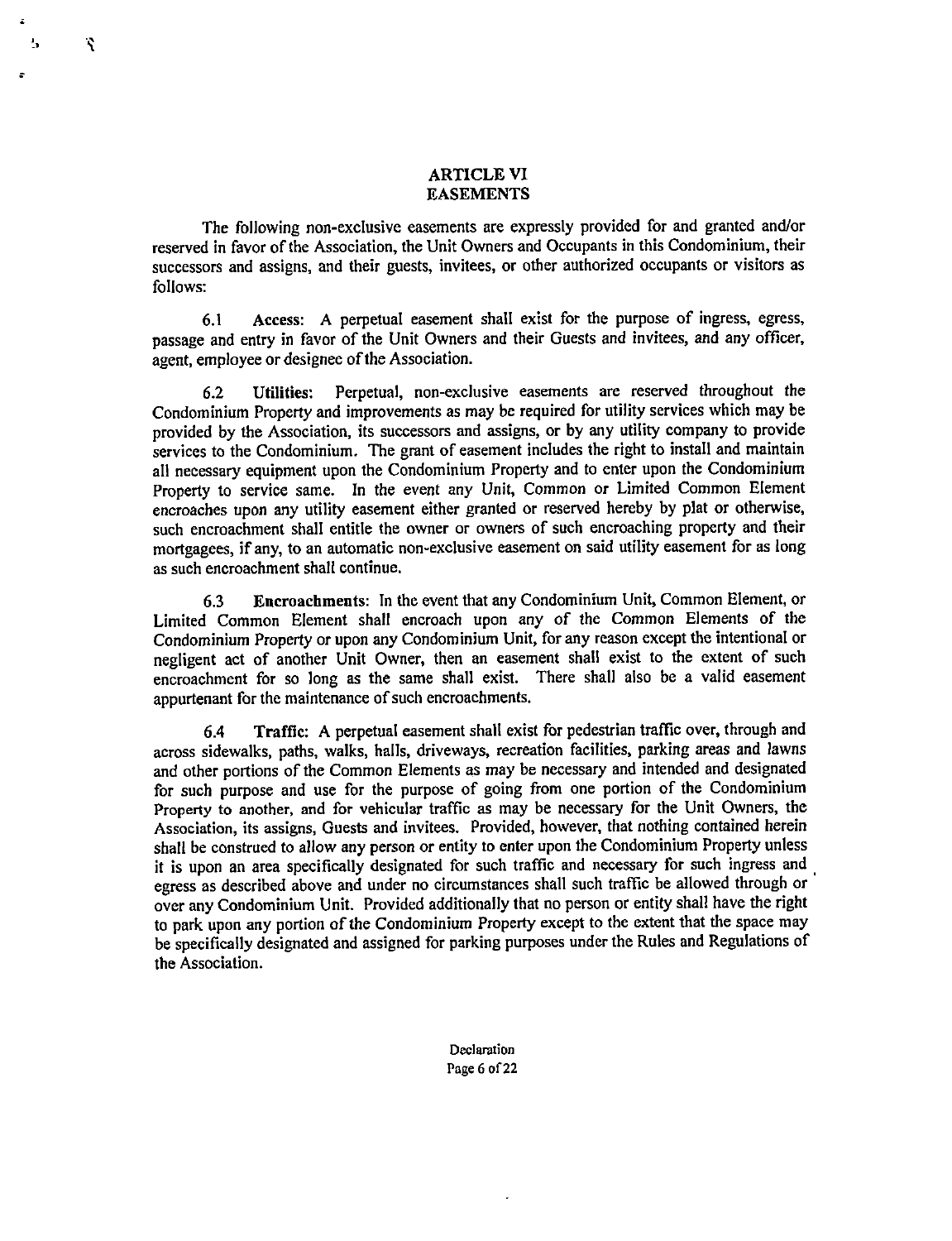# ARTICLE VI
## EASEMENTS

The following non-exclusive easements are expressly provided for and granted and/or reserved in favor of the Association, the Unit Owners and Occupants in this Condominium, their successors and assigns, and their guests, invitees, or other authorized occupants or visitors as follows:

6.1 **Access:** A perpetual easement shall exist for the purpose of ingress, egress, passage and entry in favor of the Unit Owners and their Guests and invitees, and any officer, agent, employee or designee of the Association.

6.2 **Utilities:** Perpetual, non-exclusive easements are reserved throughout the Condominium Property and improvements as may be required for utility services which may be provided by the Association, its successors and assigns, or by any utility company to provide services to the Condominium. The grant of easement includes the right to install and maintain all necessary equipment upon the Condominium Property and to enter upon the Condominium Property to service same. In the event any Unit, Common or Limited Common Element encroaches upon any utility easement either granted or reserved hereby by plat or otherwise, such encroachment shall entitle the owner or owners of such encroaching property and their mortgagees, if any, to an automatic non-exclusive easement on said utility easement for as long as such encroachment shall continue.

6.3 **Encroachments**: In the event that any Condominium Unit, Common Element, or Limited Common Element shall encroach upon any of the Common Elements of the Condominium Property or upon any Condominium Unit, for any reason except the intentional or negligent act of another Unit Owner, then an easement shall exist to the extent of such encroachment for so long as the same shall exist. There shall also be a valid easement appurtenant for the maintenance of such encroachments.

6.4 **Traffic:** A perpetual easement shall exist for pedestrian traffic over, through and across sidewalks, paths, walks, halls, driveways, recreation facilities, parking areas and lawns and other portions of the Common Elements as may be necessary and intended and designated for such purpose and use for the purpose of going from one portion of the Condominium Property to another, and for vehicular traffic as may be necessary for the Unit Owners, the Association, its assigns, Guests and invitees. Provided, however, that nothing contained herein shall be construed to allow any person or entity to enter upon the Condominium Property unless it is upon an area specifically designated for such traffic and necessary for such ingress and egress as described above and under no circumstances shall such traffic be allowed through or over any Condominium Unit. Provided additionally that no person or entity shall have the right to park upon any portion of the Condominium Property except to the extent that the space may be specifically designated and assigned for parking purposes under the Rules and Regulations of the Association.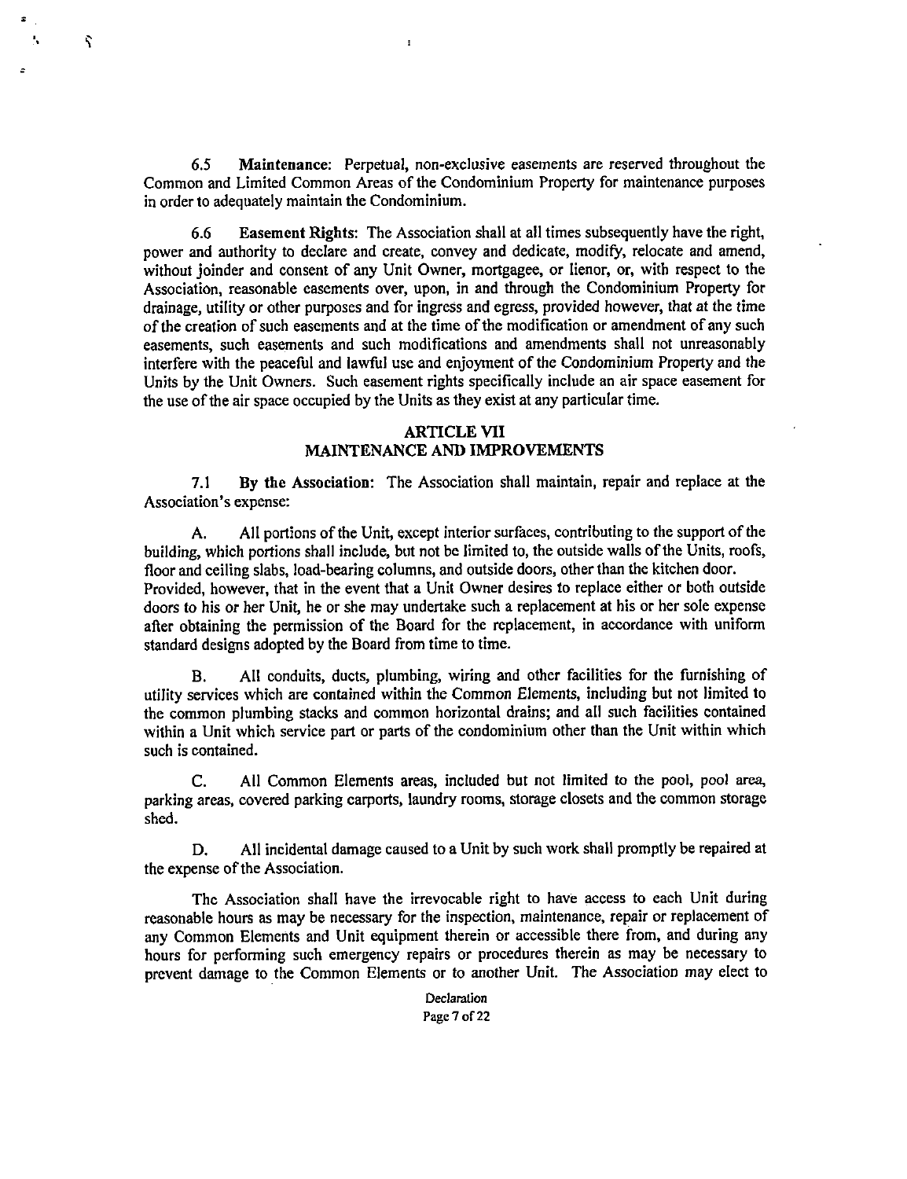6.5 **Maintenance:** Perpetual, non-exclusive easements are reserved throughout the Common and Limited Common Areas of the Condominium Property for maintenance purposes in order to adequately maintain the Condominium.

6.6 **Easement Rights:** The Association shall at all times subsequently have the right, power and authority to declare and create, convey and dedicate, modify, relocate and amend, without joinder and consent of any Unit Owner, mortgagee, or lienor, or, with respect to the Association, reasonable easements over, upon, in and through the Condominium Property for drainage, utility or other purposes and for ingress and egress, provided however, that at the time of the creation of such easements and at the time of the modification or amendment of any such easements, such easements and such modifications and amendments shall not unreasonably interfere with the peaceful and lawful use and enjoyment of the Condominium Property and the Units by the Unit Owners. Such easement rights specifically include an air space easement for the use of the air space occupied by the Units as they exist at any particular time.

## ARTICLE VII
## MAINTENANCE AND IMPROVEMENTS

7.1 **By the Association:** The Association shall maintain, repair and replace at the Association's expense:

A. All portions of the Unit, except interior surfaces, contributing to the support of the building, which portions shall include, but not be limited to, the outside walls of the Units, roofs, floor and ceiling slabs, load-bearing columns, and outside doors, other than the kitchen door. Provided, however, that in the event that a Unit Owner desires to replace either or both outside doors to his or her Unit, he or she may undertake such a replacement at his or her sole expense after obtaining the permission of the Board for the replacement, in accordance with uniform standard designs adopted by the Board from time to time.

B. All conduits, ducts, plumbing, wiring and other facilities for the furnishing of utility services which are contained within the Common Elements, including but not limited to the common plumbing stacks and common horizontal drains; and all such facilities contained within a Unit which service part or parts of the condominium other than the Unit within which such is contained.

C. All Common Elements areas, included but not limited to the pool, pool area, parking areas, covered parking carports, laundry rooms, storage closets and the common storage shed.

D. All incidental damage caused to a Unit by such work shall promptly be repaired at the expense of the Association.

The Association shall have the irrevocable right to have access to each Unit during reasonable hours as may be necessary for the inspection, maintenance, repair or replacement of any Common Elements and Unit equipment therein or accessible there from, and during any hours for performing such emergency repairs or procedures therein as may be necessary to prevent damage to the Common Elements or to another Unit. The Association may elect to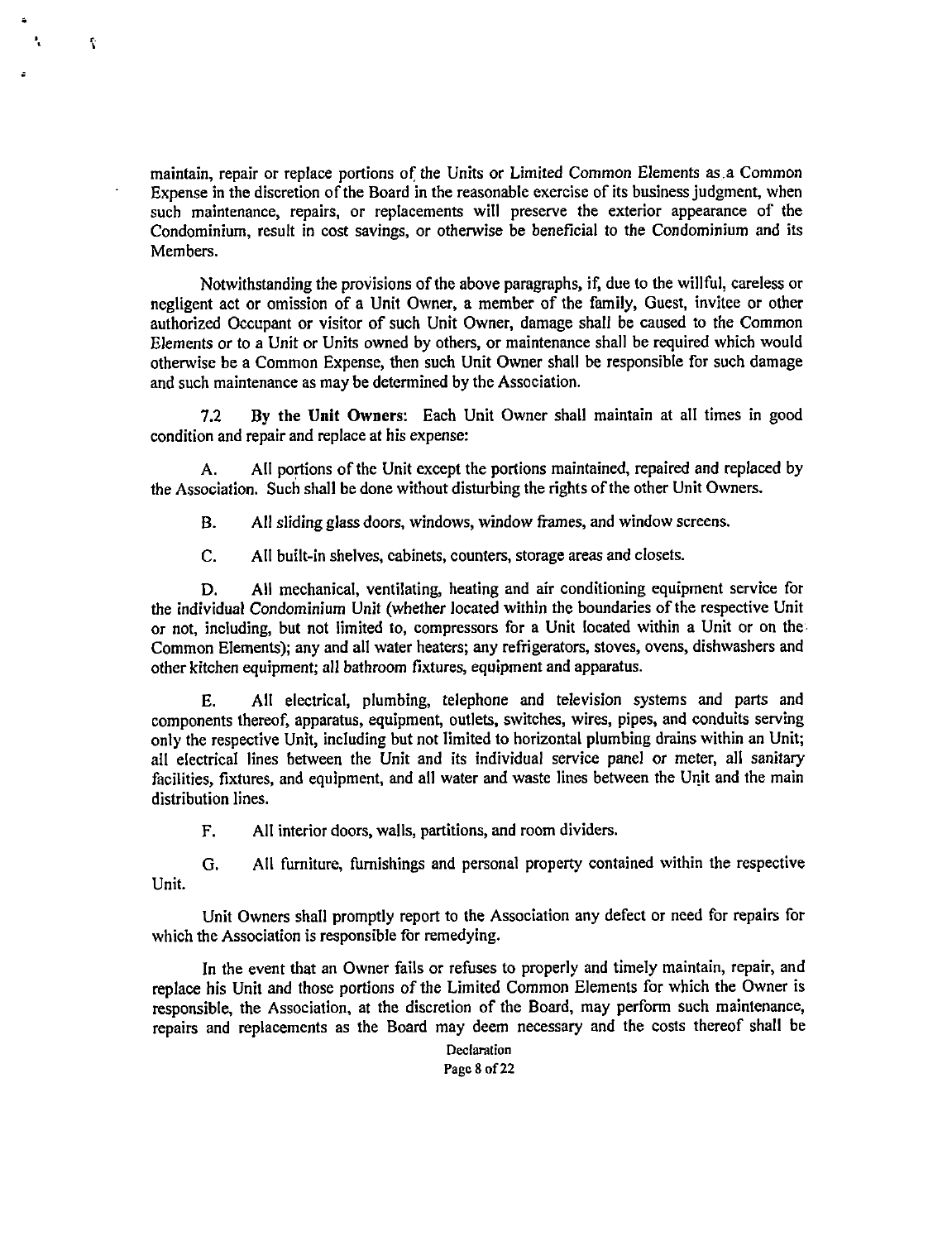maintain, repair or replace portions of the Units or Limited Common Elements as a Common Expense in the discretion of the Board in the reasonable exercise of its business judgment, when such maintenance, repairs, or replacements will preserve the exterior appearance of the Condominium, result in cost savings, or otherwise be beneficial to the Condominium and its Members.

Notwithstanding the provisions of the above paragraphs, if, due to the willful, careless or negligent act or omission of a Unit Owner, a member of the family, Guest, invitee or other authorized Occupant or visitor of such Unit Owner, damage shall be caused to the Common Elements or to a Unit or Units owned by others, or maintenance shall be required which would otherwise be a Common Expense, then such Unit Owner shall be responsible for such damage and such maintenance as may be determined by the Association.

7.2 **By the Unit Owners**: Each Unit Owner shall maintain at all times in good condition and repair and replace at his expense:

A. All portions of the Unit except the portions maintained, repaired and replaced by the Association. Such shall be done without disturbing the rights of the other Unit Owners.

B. All sliding glass doors, windows, window frames, and window screens.

C. All built-in shelves, cabinets, counters, storage areas and closets.

D. All mechanical, ventilating, heating and air conditioning equipment service for the individual Condominium Unit (whether located within the boundaries of the respective Unit or not, including, but not limited to, compressors for a Unit located within a Unit or on the Common Elements); any and all water heaters; any refrigerators, stoves, ovens, dishwashers and other kitchen equipment; all bathroom fixtures, equipment and apparatus.

E. All electrical, plumbing, telephone and television systems and parts and components thereof, apparatus, equipment, outlets, switches, wires, pipes, and conduits serving only the respective Unit, including but not limited to horizontal plumbing drains within an Unit; all electrical lines between the Unit and its individual service panel or meter, all sanitary facilities, fixtures, and equipment, and all water and waste lines between the Unit and the main distribution lines.

F. All interior doors, walls, partitions, and room dividers.

G. All furniture, furnishings and personal property contained within the respective Unit.

Unit Owners shall promptly report to the Association any defect or need for repairs for which the Association is responsible for remedying.

In the event that an Owner fails or refuses to properly and timely maintain, repair, and replace his Unit and those portions of the Limited Common Elements for which the Owner is responsible, the Association, at the discretion of the Board, may perform such maintenance, repairs and replacements as the Board may deem necessary and the costs thereof shall be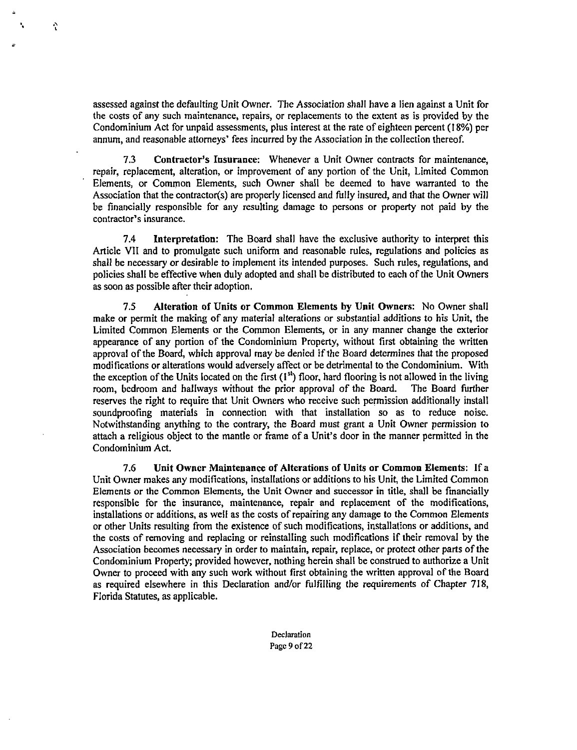assessed against the defaulting Unit Owner. The Association shall have a lien against a Unit for the costs of any such maintenance, repairs, or replacements to the extent as is provided by the Condominium Act for unpaid assessments, plus interest at the rate of eighteen percent (18%) per annum, and reasonable attorneys' fees incurred by the Association in the collection thereof.

7.3 **Contractor's Insurance:** Whenever a Unit Owner contracts for maintenance, repair, replacement, alteration, or improvement of any portion of the Unit, Limited Common Elements, or Common Elements, such Owner shall be deemed to have warranted to the Association that the contractor(s) are properly licensed and fully insured, and that the Owner will be financially responsible for any resulting damage to persons or property not paid by the contractor's insurance.

7.4 **Interpretation:** The Board shall have the exclusive authority to interpret this Article VII and to promulgate such uniform and reasonable rules, regulations and policies as shall be necessary or desirable to implement its intended purposes. Such rules, regulations, and policies shall be effective when duly adopted and shall be distributed to each of the Unit Owners as soon as possible after their adoption.

7.5 **Alteration of Units or Common Elements by Unit Owners:** No Owner shall make or permit the making of any material alterations or substantial additions to his Unit, the Limited Common Elements or the Common Elements, or in any manner change the exterior appearance of any portion of the Condominium Property, without first obtaining the written approval of the Board, which approval may be denied if the Board determines that the proposed modifications or alterations would adversely affect or be detrimental to the Condominium. With the exception of the Units located on the first (1st) floor, hard flooring is not allowed in the living room, bedroom and hallways without the prior approval of the Board. The Board further reserves the right to require that Unit Owners who receive such permission additionally install soundproofing materials in connection with that installation so as to reduce noise. Notwithstanding anything to the contrary, the Board must grant a Unit Owner permission to attach a religious object to the mantle or frame of a Unit's door in the manner permitted in the Condominium Act.

7.6 **Unit Owner Maintenance of Alterations of Units or Common Elements:** If a Unit Owner makes any modifications, installations or additions to his Unit, the Limited Common Elements or the Common Elements, the Unit Owner and successor in title, shall be financially responsible for the insurance, maintenance, repair and replacement of the modifications, installations or additions, as well as the costs of repairing any damage to the Common Elements or other Units resulting from the existence of such modifications, installations or additions, and the costs of removing and replacing or reinstalling such modifications if their removal by the Association becomes necessary in order to maintain, repair, replace, or protect other parts of the Condominium Property; provided however, nothing herein shall be construed to authorize a Unit Owner to proceed with any such work without first obtaining the written approval of the Board as required elsewhere in this Declaration and/or fulfilling the requirements of Chapter 718, Florida Statutes, as applicable.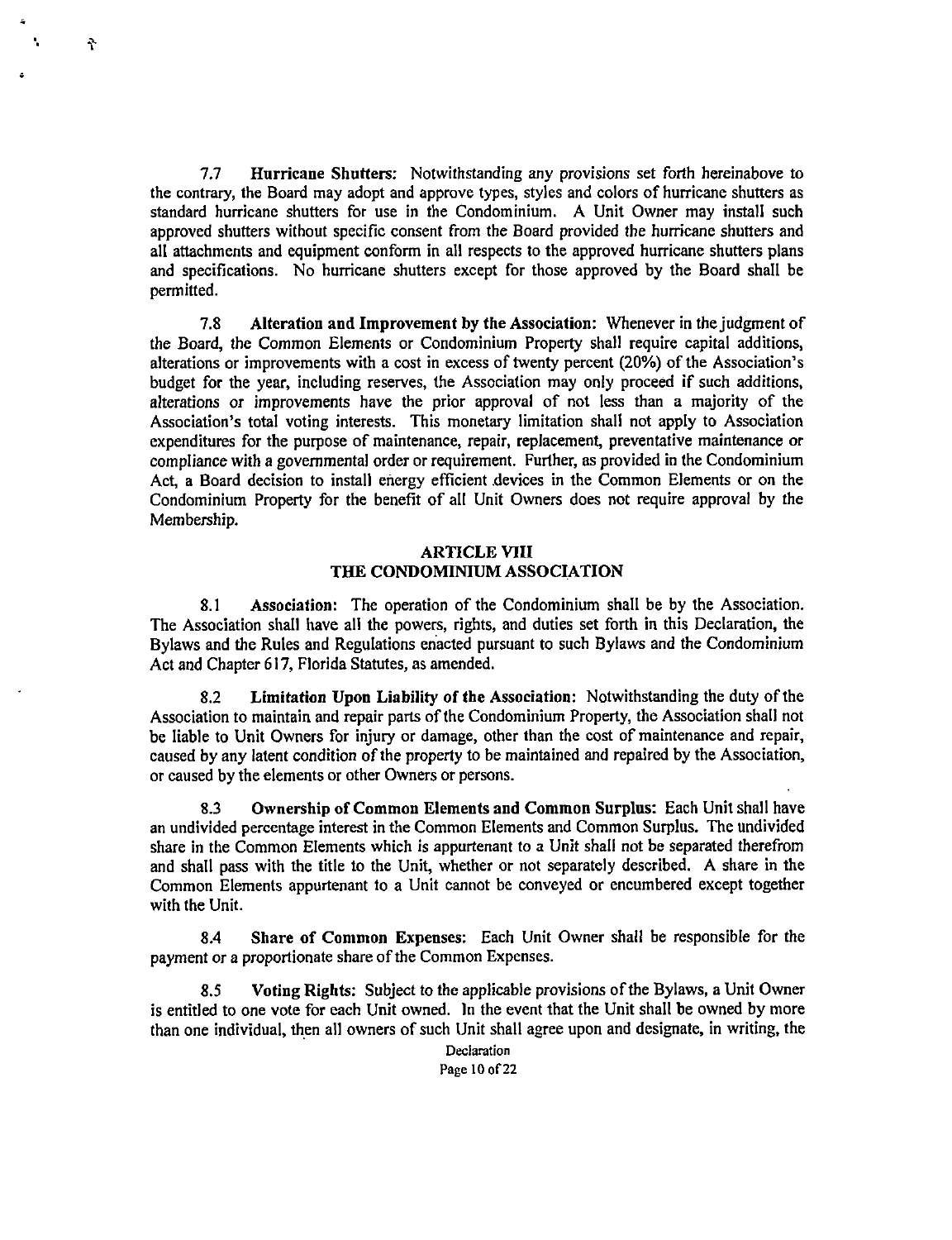7.7 **Hurricane Shutters:** Notwithstanding any provisions set forth hereinabove to the contrary, the Board may adopt and approve types, styles and colors of hurricane shutters as standard hurricane shutters for use in the Condominium. A Unit Owner may install such approved shutters without specific consent from the Board provided the hurricane shutters and all attachments and equipment conform in all respects to the approved hurricane shutters plans and specifications. No hurricane shutters except for those approved by the Board shall be permitted.

7.8 **Alteration and Improvement by the Association:** Whenever in the judgment of the Board, the Common Elements or Condominium Property shall require capital additions, alterations or improvements with a cost in excess of twenty percent (20%) of the Association's budget for the year, including reserves, the Association may only proceed if such additions, alterations or improvements have the prior approval of not less than a majority of the Association's total voting interests. This monetary limitation shall not apply to Association expenditures for the purpose of maintenance, repair, replacement, preventative maintenance or compliance with a governmental order or requirement. Further, as provided in the Condominium Act, a Board decision to install energy efficient devices in the Common Elements or on the Condominium Property for the benefit of all Unit Owners does not require approval by the Membership.

## ARTICLE VIII
## THE CONDOMINIUM ASSOCIATION

8.1 **Association:** The operation of the Condominium shall be by the Association. The Association shall have all the powers, rights, and duties set forth in this Declaration, the Bylaws and the Rules and Regulations enacted pursuant to such Bylaws and the Condominium Act and Chapter 617, Florida Statutes, as amended.

8.2 **Limitation Upon Liability of the Association:** Notwithstanding the duty of the Association to maintain and repair parts of the Condominium Property, the Association shall not be liable to Unit Owners for injury or damage, other than the cost of maintenance and repair, caused by any latent condition of the property to be maintained and repaired by the Association, or caused by the elements or other Owners or persons.

8.3 **Ownership of Common Elements and Common Surplus:** Each Unit shall have an undivided percentage interest in the Common Elements and Common Surplus. The undivided share in the Common Elements which is appurtenant to a Unit shall not be separated therefrom and shall pass with the title to the Unit, whether or not separately described. A share in the Common Elements appurtenant to a Unit cannot be conveyed or encumbered except together with the Unit.

8.4 **Share of Common Expenses:** Each Unit Owner shall be responsible for the payment or a proportionate share of the Common Expenses.

8.5 **Voting Rights:** Subject to the applicable provisions of the Bylaws, a Unit Owner is entitled to one vote for each Unit owned. In the event that the Unit shall be owned by more than one individual, then all owners of such Unit shall agree upon and designate, in writing, the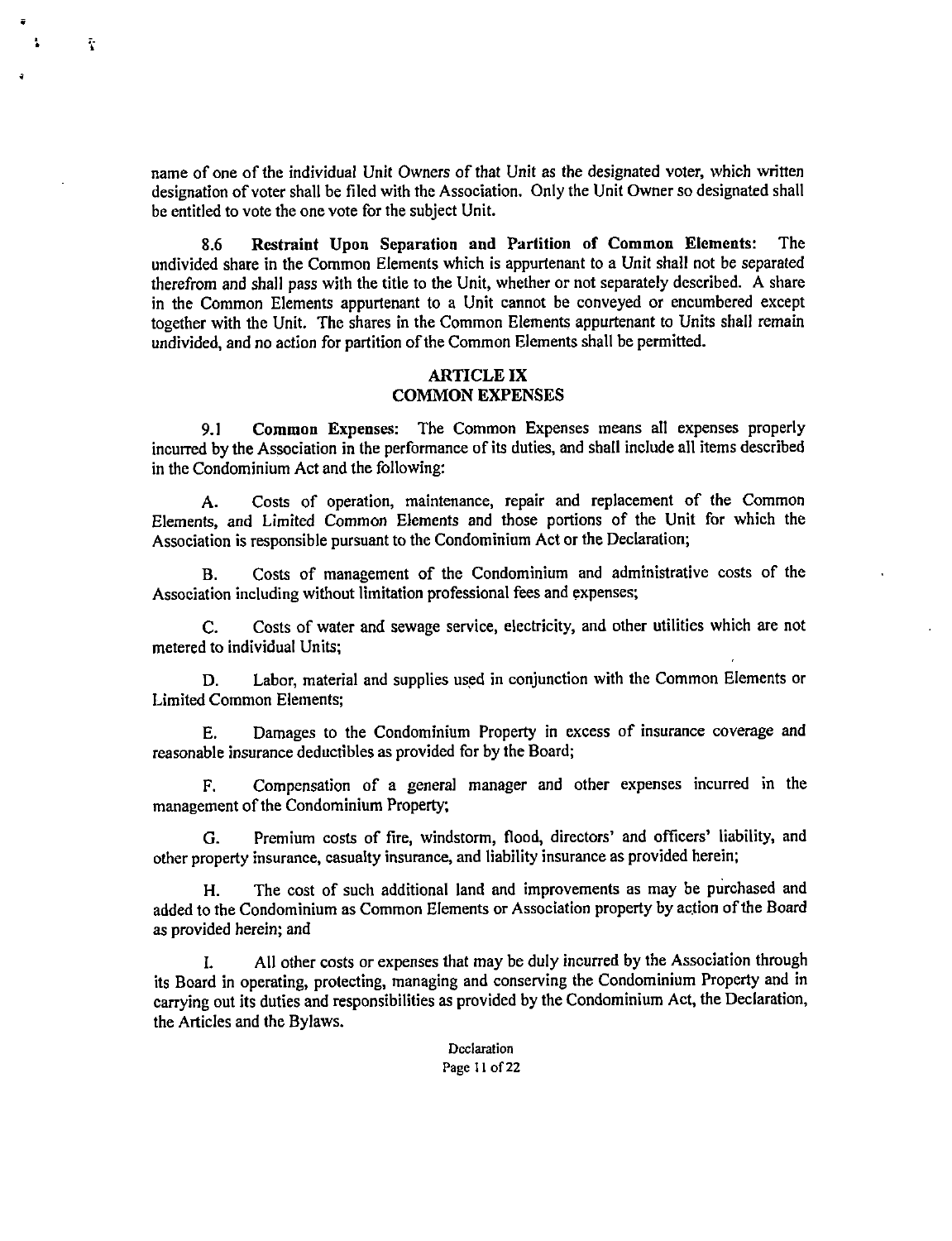name of one of the individual Unit Owners of that Unit as the designated voter, which written designation of voter shall be filed with the Association. Only the Unit Owner so designated shall be entitled to vote the one vote for the subject Unit.

8.6 **Restraint Upon Separation and Partition of Common Elements:** The undivided share in the Common Elements which is appurtenant to a Unit shall not be separated therefrom and shall pass with the title to the Unit, whether or not separately described. A share in the Common Elements appurtenant to a Unit cannot be conveyed or encumbered except together with the Unit. The shares in the Common Elements appurtenant to Units shall remain undivided, and no action for partition of the Common Elements shall be permitted.

## ARTICLE IX
## COMMON EXPENSES

9.1 **Common Expenses:** The Common Expenses means all expenses properly incurred by the Association in the performance of its duties, and shall include all items described in the Condominium Act and the following:

A. Costs of operation, maintenance, repair and replacement of the Common Elements, and Limited Common Elements and those portions of the Unit for which the Association is responsible pursuant to the Condominium Act or the Declaration;

B. Costs of management of the Condominium and administrative costs of the Association including without limitation professional fees and expenses;

C. Costs of water and sewage service, electricity, and other utilities which are not metered to individual Units;

D. Labor, material and supplies used in conjunction with the Common Elements or Limited Common Elements;

E. Damages to the Condominium Property in excess of insurance coverage and reasonable insurance deductibles as provided for by the Board;

F. Compensation of a general manager and other expenses incurred in the management of the Condominium Property;

G. Premium costs of fire, windstorm, flood, directors' and officers' liability, and other property insurance, casualty insurance, and liability insurance as provided herein;

H. The cost of such additional land and improvements as may be purchased and added to the Condominium as Common Elements or Association property by action of the Board as provided herein; and

I. All other costs or expenses that may be duly incurred by the Association through its Board in operating, protecting, managing and conserving the Condominium Property and in carrying out its duties and responsibilities as provided by the Condominium Act, the Declaration, the Articles and the Bylaws.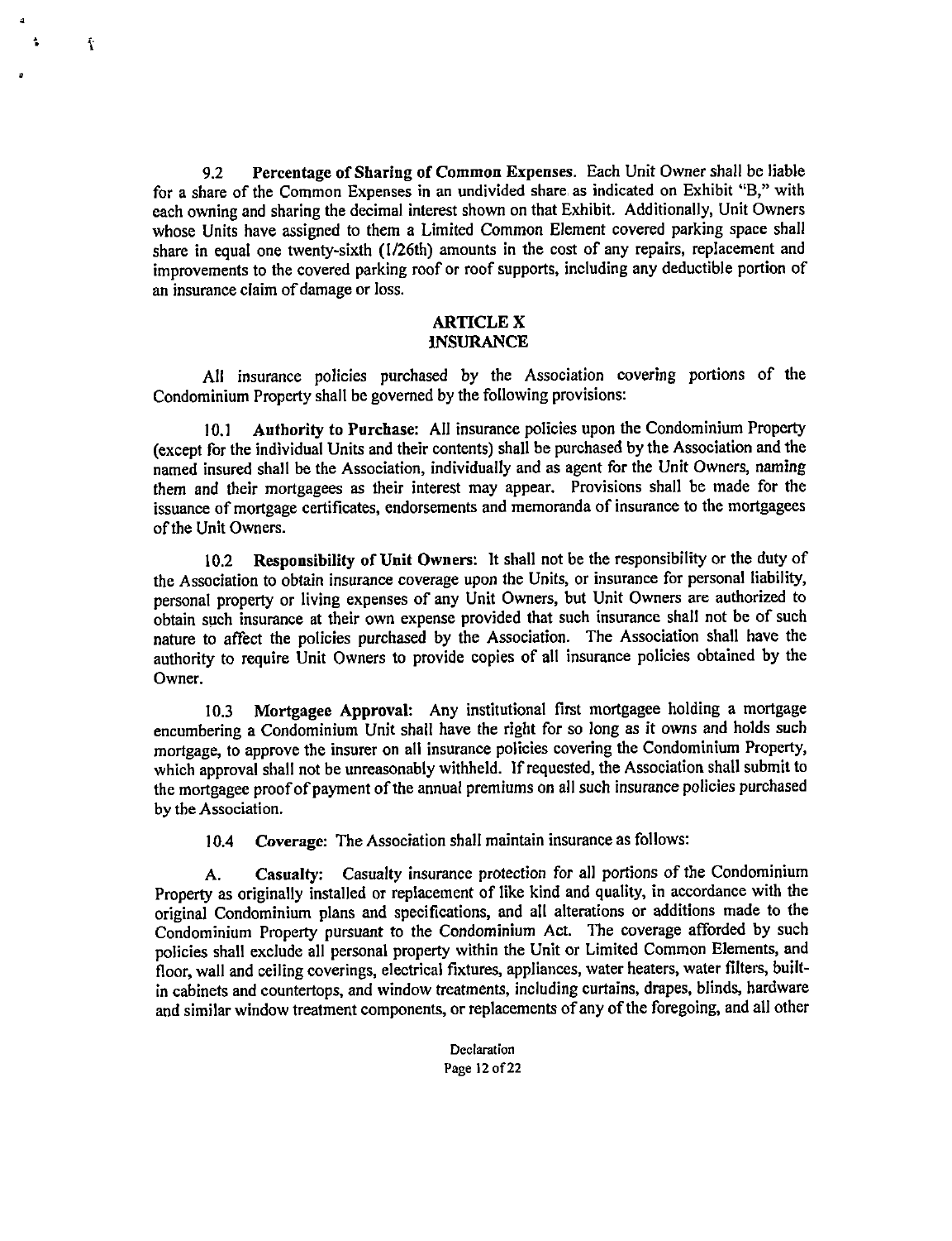9.2 **Percentage of Sharing of Common Expenses.** Each Unit Owner shall be liable for a share of the Common Expenses in an undivided share as indicated on Exhibit "B," with each owning and sharing the decimal interest shown on that Exhibit. Additionally, Unit Owners whose Units have assigned to them a Limited Common Element covered parking space shall share in equal one twenty-sixth (1/26th) amounts in the cost of any repairs, replacement and improvements to the covered parking roof or roof supports, including any deductible portion of an insurance claim of damage or loss.

## ARTICLE X
## INSURANCE

All insurance policies purchased by the Association covering portions of the Condominium Property shall be governed by the following provisions:

10.1 **Authority to Purchase:** All insurance policies upon the Condominium Property (except for the individual Units and their contents) shall be purchased by the Association and the named insured shall be the Association, individually and as agent for the Unit Owners, naming them and their mortgagees as their interest may appear. Provisions shall be made for the issuance of mortgage certificates, endorsements and memoranda of insurance to the mortgagees of the Unit Owners.

10.2 **Responsibility of Unit Owners:** It shall not be the responsibility or the duty of the Association to obtain insurance coverage upon the Units, or insurance for personal liability, personal property or living expenses of any Unit Owners, but Unit Owners are authorized to obtain such insurance at their own expense provided that such insurance shall not be of such nature to affect the policies purchased by the Association. The Association shall have the authority to require Unit Owners to provide copies of all insurance policies obtained by the Owner.

10.3 **Mortgagee Approval:** Any institutional first mortgagee holding a mortgage encumbering a Condominium Unit shall have the right for so long as it owns and holds such mortgage, to approve the insurer on all insurance policies covering the Condominium Property, which approval shall not be unreasonably withheld. If requested, the Association shall submit to the mortgagee proof of payment of the annual premiums on all such insurance policies purchased by the Association.

10.4 **Coverage:** The Association shall maintain insurance as follows:

A. **Casualty:** Casualty insurance protection for all portions of the Condominium Property as originally installed or replacement of like kind and quality, in accordance with the original Condominium plans and specifications, and all alterations or additions made to the Condominium Property pursuant to the Condominium Act. The coverage afforded by such policies shall exclude all personal property within the Unit or Limited Common Elements, and floor, wall and ceiling coverings, electrical fixtures, appliances, water heaters, water filters, built-in cabinets and countertops, and window treatments, including curtains, drapes, blinds, hardware and similar window treatment components, or replacements of any of the foregoing, and all other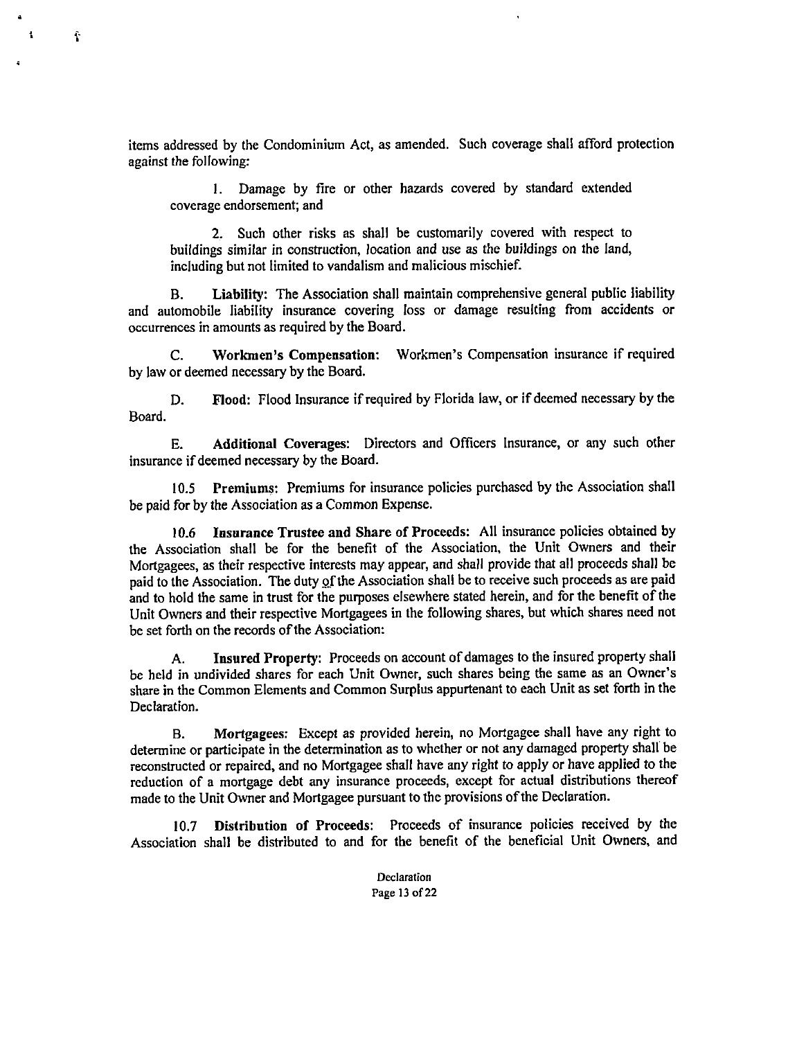items addressed by the Condominium Act, as amended. Such coverage shall afford protection against the following:

1. Damage by fire or other hazards covered by standard extended coverage endorsement; and

2. Such other risks as shall be customarily covered with respect to buildings similar in construction, location and use as the buildings on the land, including but not limited to vandalism and malicious mischief.

B. **Liability:** The Association shall maintain comprehensive general public liability and automobile liability insurance covering loss or damage resulting from accidents or occurrences in amounts as required by the Board.

C. **Workmen's Compensation:** Workmen's Compensation insurance if required by law or deemed necessary by the Board.

D. **Flood:** Flood Insurance if required by Florida law, or if deemed necessary by the Board.

E. **Additional Coverages:** Directors and Officers Insurance, or any such other insurance if deemed necessary by the Board.

10.5 **Premiums:** Premiums for insurance policies purchased by the Association shall be paid for by the Association as a Common Expense.

10.6 **Insurance Trustee and Share of Proceeds:** All insurance policies obtained by the Association shall be for the benefit of the Association, the Unit Owners and their Mortgagees, as their respective interests may appear, and shall provide that all proceeds shall be paid to the Association. The duty of the Association shall be to receive such proceeds as are paid and to hold the same in trust for the purposes elsewhere stated herein, and for the benefit of the Unit Owners and their respective Mortgagees in the following shares, but which shares need not be set forth on the records of the Association:

A. **Insured Property:** Proceeds on account of damages to the insured property shall be held in undivided shares for each Unit Owner, such shares being the same as an Owner's share in the Common Elements and Common Surplus appurtenant to each Unit as set forth in the Declaration.

B. **Mortgagees:** Except as provided herein, no Mortgagee shall have any right to determine or participate in the determination as to whether or not any damaged property shall be reconstructed or repaired, and no Mortgagee shall have any right to apply or have applied to the reduction of a mortgage debt any insurance proceeds, except for actual distributions thereof made to the Unit Owner and Mortgagee pursuant to the provisions of the Declaration.

10.7 **Distribution of Proceeds:** Proceeds of insurance policies received by the Association shall be distributed to and for the benefit of the beneficial Unit Owners, and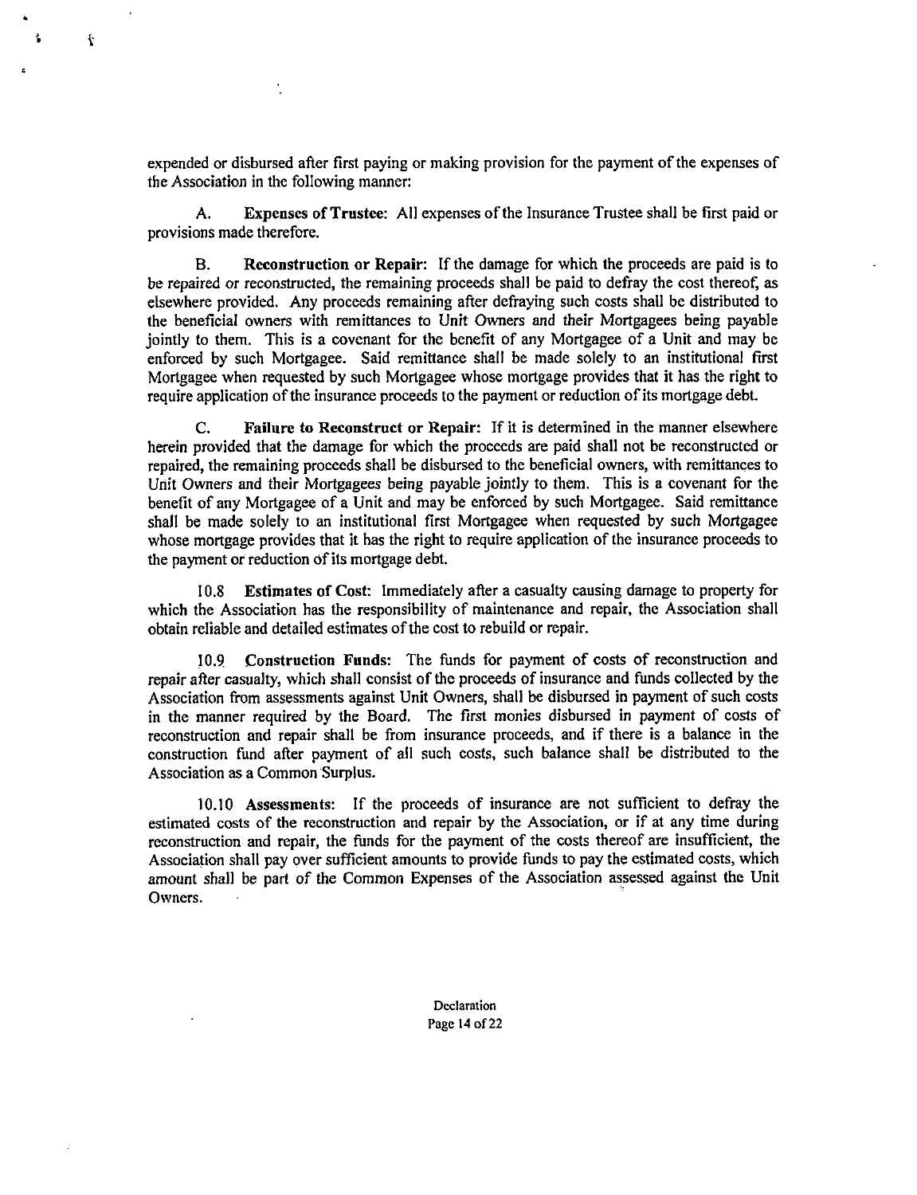expended or disbursed after first paying or making provision for the payment of the expenses of the Association in the following manner:

A. **Expenses of Trustee:** All expenses of the Insurance Trustee shall be first paid or provisions made therefore.

B. **Reconstruction or Repair:** If the damage for which the proceeds are paid is to be repaired or reconstructed, the remaining proceeds shall be paid to defray the cost thereof, as elsewhere provided. Any proceeds remaining after defraying such costs shall be distributed to the beneficial owners with remittances to Unit Owners and their Mortgagees being payable jointly to them. This is a covenant for the benefit of any Mortgagee of a Unit and may be enforced by such Mortgagee. Said remittance shall be made solely to an institutional first Mortgagee when requested by such Mortgagee whose mortgage provides that it has the right to require application of the insurance proceeds to the payment or reduction of its mortgage debt.

C. **Failure to Reconstruct or Repair:** If it is determined in the manner elsewhere herein provided that the damage for which the proceeds are paid shall not be reconstructed or repaired, the remaining proceeds shall be disbursed to the beneficial owners, with remittances to Unit Owners and their Mortgagees being payable jointly to them. This is a covenant for the benefit of any Mortgagee of a Unit and may be enforced by such Mortgagee. Said remittance shall be made solely to an institutional first Mortgagee when requested by such Mortgagee whose mortgage provides that it has the right to require application of the insurance proceeds to the payment or reduction of its mortgage debt.

10.8 **Estimates of Cost:** Immediately after a casualty causing damage to property for which the Association has the responsibility of maintenance and repair, the Association shall obtain reliable and detailed estimates of the cost to rebuild or repair.

10.9 **Construction Funds:** The funds for payment of costs of reconstruction and repair after casualty, which shall consist of the proceeds of insurance and funds collected by the Association from assessments against Unit Owners, shall be disbursed in payment of such costs in the manner required by the Board. The first monies disbursed in payment of costs of reconstruction and repair shall be from insurance proceeds, and if there is a balance in the construction fund after payment of all such costs, such balance shall be distributed to the Association as a Common Surplus.

10.10 **Assessments:** If the proceeds of insurance are not sufficient to defray the estimated costs of the reconstruction and repair by the Association, or if at any time during reconstruction and repair, the funds for the payment of the costs thereof are insufficient, the Association shall pay over sufficient amounts to provide funds to pay the estimated costs, which amount shall be part of the Common Expenses of the Association assessed against the Unit Owners.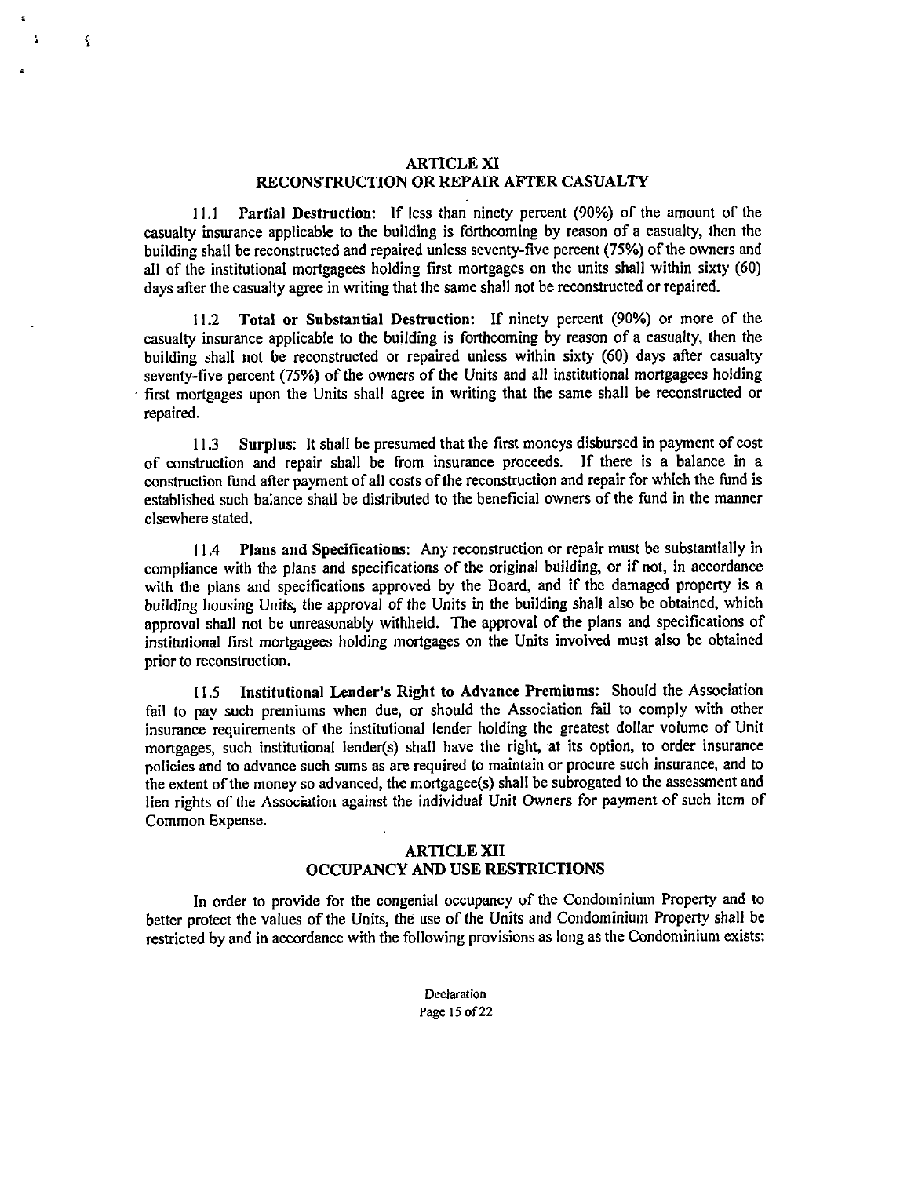## ARTICLE XI
## RECONSTRUCTION OR REPAIR AFTER CASUALTY

11.1 **Partial Destruction:** If less than ninety percent (90%) of the amount of the casualty insurance applicable to the building is forthcoming by reason of a casualty, then the building shall be reconstructed and repaired unless seventy-five percent (75%) of the owners and all of the institutional mortgagees holding first mortgages on the units shall within sixty (60) days after the casualty agree in writing that the same shall not be reconstructed or repaired.

11.2 **Total or Substantial Destruction:** If ninety percent (90%) or more of the casualty insurance applicable to the building is forthcoming by reason of a casualty, then the building shall not be reconstructed or repaired unless within sixty (60) days after casualty seventy-five percent (75%) of the owners of the Units and all institutional mortgagees holding first mortgages upon the Units shall agree in writing that the same shall be reconstructed or repaired.

11.3 **Surplus:** It shall be presumed that the first moneys disbursed in payment of cost of construction and repair shall be from insurance proceeds. If there is a balance in a construction fund after payment of all costs of the reconstruction and repair for which the fund is established such balance shall be distributed to the beneficial owners of the fund in the manner elsewhere stated.

11.4 **Plans and Specifications:** Any reconstruction or repair must be substantially in compliance with the plans and specifications of the original building, or if not, in accordance with the plans and specifications approved by the Board, and if the damaged property is a building housing Units, the approval of the Units in the building shall also be obtained, which approval shall not be unreasonably withheld. The approval of the plans and specifications of institutional first mortgagees holding mortgages on the Units involved must also be obtained prior to reconstruction.

11.5 **Institutional Lender's Right to Advance Premiums:** Should the Association fail to pay such premiums when due, or should the Association fail to comply with other insurance requirements of the institutional lender holding the greatest dollar volume of Unit mortgages, such institutional lender(s) shall have the right, at its option, to order insurance policies and to advance such sums as are required to maintain or procure such insurance, and to the extent of the money so advanced, the mortgagee(s) shall be subrogated to the assessment and lien rights of the Association against the individual Unit Owners for payment of such item of Common Expense.

## ARTICLE XII
## OCCUPANCY AND USE RESTRICTIONS

In order to provide for the congenial occupancy of the Condominium Property and to better protect the values of the Units, the use of the Units and Condominium Property shall be restricted by and in accordance with the following provisions as long as the Condominium exists: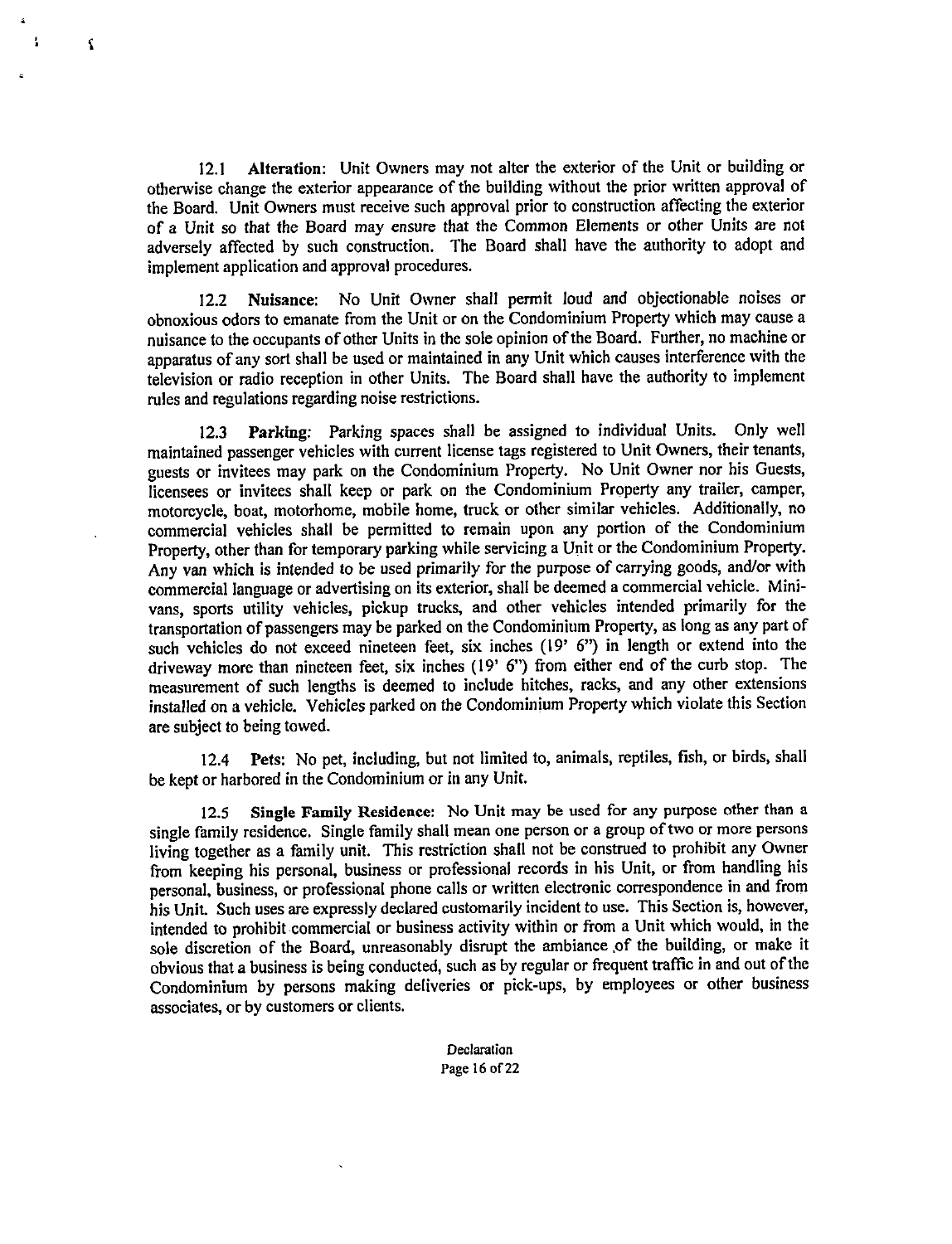12.1 **Alteration**: Unit Owners may not alter the exterior of the Unit or building or otherwise change the exterior appearance of the building without the prior written approval of the Board. Unit Owners must receive such approval prior to construction affecting the exterior of a Unit so that the Board may ensure that the Common Elements or other Units are not adversely affected by such construction. The Board shall have the authority to adopt and implement application and approval procedures.

12.2 **Nuisance**: No Unit Owner shall permit loud and objectionable noises or obnoxious odors to emanate from the Unit or on the Condominium Property which may cause a nuisance to the occupants of other Units in the sole opinion of the Board. Further, no machine or apparatus of any sort shall be used or maintained in any Unit which causes interference with the television or radio reception in other Units. The Board shall have the authority to implement rules and regulations regarding noise restrictions.

12.3 **Parking**: Parking spaces shall be assigned to individual Units. Only well maintained passenger vehicles with current license tags registered to Unit Owners, their tenants, guests or invitees may park on the Condominium Property. No Unit Owner nor his Guests, licensees or invitees shall keep or park on the Condominium Property any trailer, camper, motorcycle, boat, motorhome, mobile home, truck or other similar vehicles. Additionally, no commercial vehicles shall be permitted to remain upon any portion of the Condominium Property, other than for temporary parking while servicing a Unit or the Condominium Property. Any van which is intended to be used primarily for the purpose of carrying goods, and/or with commercial language or advertising on its exterior, shall be deemed a commercial vehicle. Mini-vans, sports utility vehicles, pickup trucks, and other vehicles intended primarily for the transportation of passengers may be parked on the Condominium Property, as long as any part of such vehicles do not exceed nineteen feet, six inches (19' 6") in length or extend into the driveway more than nineteen feet, six inches (19' 6") from either end of the curb stop. The measurement of such lengths is deemed to include hitches, racks, and any other extensions installed on a vehicle. Vehicles parked on the Condominium Property which violate this Section are subject to being towed.

12.4 **Pets**: No pet, including, but not limited to, animals, reptiles, fish, or birds, shall be kept or harbored in the Condominium or in any Unit.

12.5 **Single Family Residence**: No Unit may be used for any purpose other than a single family residence. Single family shall mean one person or a group of two or more persons living together as a family unit. This restriction shall not be construed to prohibit any Owner from keeping his personal, business or professional records in his Unit, or from handling his personal, business, or professional phone calls or written electronic correspondence in and from his Unit. Such uses are expressly declared customarily incident to use. This Section is, however, intended to prohibit commercial or business activity within or from a Unit which would, in the sole discretion of the Board, unreasonably disrupt the ambiance of the building, or make it obvious that a business is being conducted, such as by regular or frequent traffic in and out of the Condominium by persons making deliveries or pick-ups, by employees or other business associates, or by customers or clients.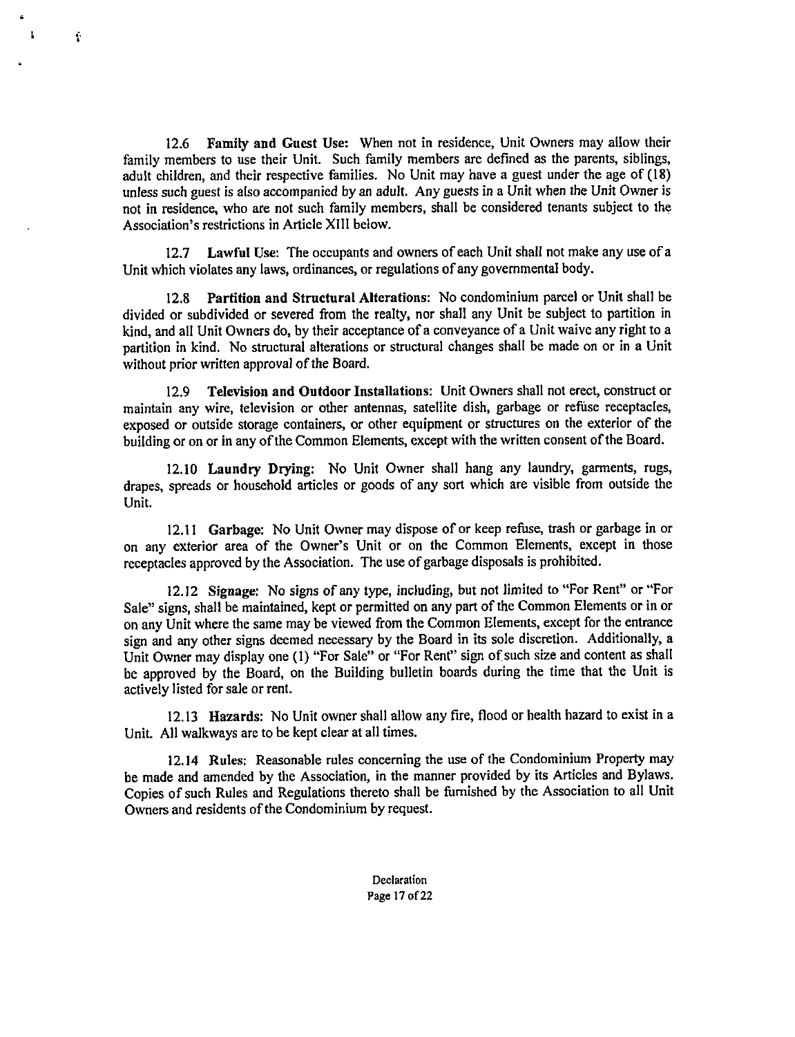12.6 **Family and Guest Use:** When not in residence, Unit Owners may allow their family members to use their Unit. Such family members are defined as the parents, siblings, adult children, and their respective families. No Unit may have a guest under the age of (18) unless such guest is also accompanied by an adult. Any guests in a Unit when the Unit Owner is not in residence, who are not such family members, shall be considered tenants subject to the Association's restrictions in Article XIII below.

12.7 **Lawful Use:** The occupants and owners of each Unit shall not make any use of a Unit which violates any laws, ordinances, or regulations of any governmental body.

12.8 **Partition and Structural Alterations:** No condominium parcel or Unit shall be divided or subdivided or severed from the realty, nor shall any Unit be subject to partition in kind, and all Unit Owners do, by their acceptance of a conveyance of a Unit waive any right to a partition in kind. No structural alterations or structural changes shall be made on or in a Unit without prior written approval of the Board.

12.9 **Television and Outdoor Installations:** Unit Owners shall not erect, construct or maintain any wire, television or other antennas, satellite dish, garbage or refuse receptacles, exposed or outside storage containers, or other equipment or structures on the exterior of the building or on or in any of the Common Elements, except with the written consent of the Board.

12.10 **Laundry Drying:** No Unit Owner shall hang any laundry, garments, rugs, drapes, spreads or household articles or goods of any sort which are visible from outside the Unit.

12.11 **Garbage:** No Unit Owner may dispose of or keep refuse, trash or garbage in or on any exterior area of the Owner's Unit or on the Common Elements, except in those receptacles approved by the Association. The use of garbage disposals is prohibited.

12.12 **Signage:** No signs of any type, including, but not limited to "For Rent" or "For Sale" signs, shall be maintained, kept or permitted on any part of the Common Elements or in or on any Unit where the same may be viewed from the Common Elements, except for the entrance sign and any other signs deemed necessary by the Board in its sole discretion. Additionally, a Unit Owner may display one (1) "For Sale" or "For Rent" sign of such size and content as shall be approved by the Board, on the Building bulletin boards during the time that the Unit is actively listed for sale or rent.

12.13 **Hazards:** No Unit owner shall allow any fire, flood or health hazard to exist in a Unit. All walkways are to be kept clear at all times.

12.14 **Rules:** Reasonable rules concerning the use of the Condominium Property may be made and amended by the Association, in the manner provided by its Articles and Bylaws. Copies of such Rules and Regulations thereto shall be furnished by the Association to all Unit Owners and residents of the Condominium by request.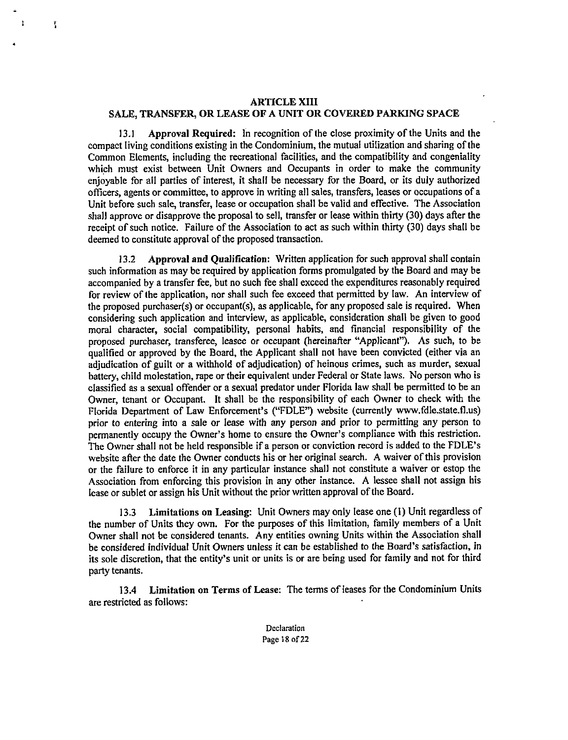## ARTICLE XIII
## SALE, TRANSFER, OR LEASE OF A UNIT OR COVERED PARKING SPACE

13.1 **Approval Required:** In recognition of the close proximity of the Units and the compact living conditions existing in the Condominium, the mutual utilization and sharing of the Common Elements, including the recreational facilities, and the compatibility and congeniality which must exist between Unit Owners and Occupants in order to make the community enjoyable for all parties of interest, it shall be necessary for the Board, or its duly authorized officers, agents or committee, to approve in writing all sales, transfers, leases or occupations of a Unit before such sale, transfer, lease or occupation shall be valid and effective. The Association shall approve or disapprove the proposal to sell, transfer or lease within thirty (30) days after the receipt of such notice. Failure of the Association to act as such within thirty (30) days shall be deemed to constitute approval of the proposed transaction.

13.2 **Approval and Qualification:** Written application for such approval shall contain such information as may be required by application forms promulgated by the Board and may be accompanied by a transfer fee, but no such fee shall exceed the expenditures reasonably required for review of the application, nor shall such fee exceed that permitted by law. An interview of the proposed purchaser(s) or occupant(s), as applicable, for any proposed sale is required. When considering such application and interview, as applicable, consideration shall be given to good moral character, social compatibility, personal habits, and financial responsibility of the proposed purchaser, transferee, lessee or occupant (hereinafter "Applicant"). As such, to be qualified or approved by the Board, the Applicant shall not have been convicted (either via an adjudication of guilt or a withhold of adjudication) of heinous crimes, such as murder, sexual battery, child molestation, rape or their equivalent under Federal or State laws. No person who is classified as a sexual offender or a sexual predator under Florida law shall be permitted to be an Owner, tenant or Occupant. It shall be the responsibility of each Owner to check with the Florida Department of Law Enforcement's ("FDLE") website (currently www.fdle.state.fl.us) prior to entering into a sale or lease with any person and prior to permitting any person to permanently occupy the Owner's home to ensure the Owner's compliance with this restriction. The Owner shall not be held responsible if a person or conviction record is added to the FDLE's website after the date the Owner conducts his or her original search. A waiver of this provision or the failure to enforce it in any particular instance shall not constitute a waiver or estop the Association from enforcing this provision in any other instance. A lessee shall not assign his lease or sublet or assign his Unit without the prior written approval of the Board.

13.3 **Limitations on Leasing:** Unit Owners may only lease one (1) Unit regardless of the number of Units they own. For the purposes of this limitation, family members of a Unit Owner shall not be considered tenants. Any entities owning Units within the Association shall be considered individual Unit Owners unless it can be established to the Board's satisfaction, in its sole discretion, that the entity's unit or units is or are being used for family and not for third party tenants.

13.4 **Limitation on Terms of Lease:** The terms of leases for the Condominium Units are restricted as follows: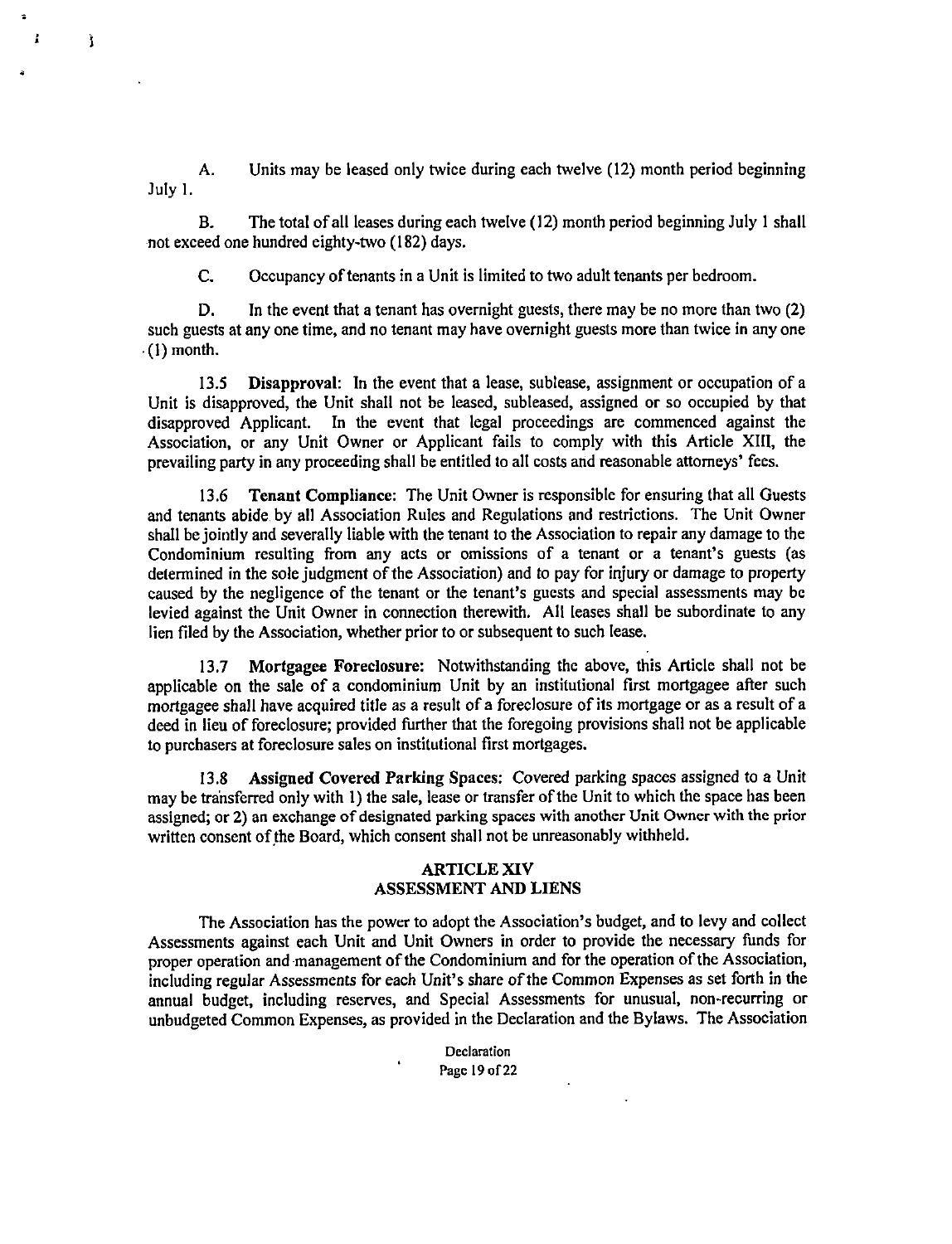A. Units may be leased only twice during each twelve (12) month period beginning July 1.

B. The total of all leases during each twelve (12) month period beginning July 1 shall not exceed one hundred eighty-two (182) days.

C. Occupancy of tenants in a Unit is limited to two adult tenants per bedroom.

D. In the event that a tenant has overnight guests, there may be no more than two (2) such guests at any one time, and no tenant may have overnight guests more than twice in any one (1) month.

13.5 **Disapproval**: In the event that a lease, sublease, assignment or occupation of a Unit is disapproved, the Unit shall not be leased, subleased, assigned or so occupied by that disapproved Applicant. In the event that legal proceedings are commenced against the Association, or any Unit Owner or Applicant fails to comply with this Article XIII, the prevailing party in any proceeding shall be entitled to all costs and reasonable attorneys' fees.

13.6 **Tenant Compliance**: The Unit Owner is responsible for ensuring that all Guests and tenants abide by all Association Rules and Regulations and restrictions. The Unit Owner shall be jointly and severally liable with the tenant to the Association to repair any damage to the Condominium resulting from any acts or omissions of a tenant or a tenant's guests (as determined in the sole judgment of the Association) and to pay for injury or damage to property caused by the negligence of the tenant or the tenant's guests and special assessments may be levied against the Unit Owner in connection therewith. All leases shall be subordinate to any lien filed by the Association, whether prior to or subsequent to such lease.

13.7 **Mortgagee Foreclosure**: Notwithstanding the above, this Article shall not be applicable on the sale of a condominium Unit by an institutional first mortgagee after such mortgagee shall have acquired title as a result of a foreclosure of its mortgage or as a result of a deed in lieu of foreclosure; provided further that the foregoing provisions shall not be applicable to purchasers at foreclosure sales on institutional first mortgages.

13.8 **Assigned Covered Parking Spaces**: Covered parking spaces assigned to a Unit may be transferred only with 1) the sale, lease or transfer of the Unit to which the space has been assigned; or 2) an exchange of designated parking spaces with another Unit Owner with the prior written consent of the Board, which consent shall not be unreasonably withheld.

## ARTICLE XIV
## ASSESSMENT AND LIENS

The Association has the power to adopt the Association's budget, and to levy and collect Assessments against each Unit and Unit Owners in order to provide the necessary funds for proper operation and management of the Condominium and for the operation of the Association, including regular Assessments for each Unit's share of the Common Expenses as set forth in the annual budget, including reserves, and Special Assessments for unusual, non-recurring or unbudgeted Common Expenses, as provided in the Declaration and the Bylaws. The Association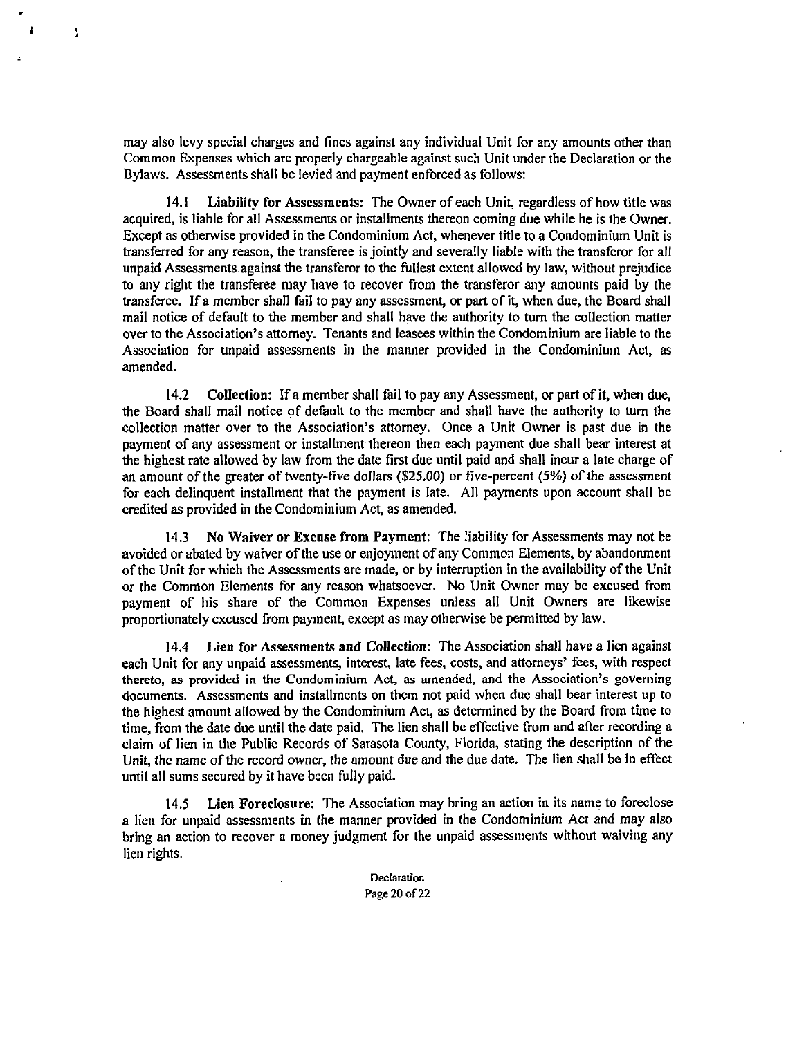may also levy special charges and fines against any individual Unit for any amounts other than Common Expenses which are properly chargeable against such Unit under the Declaration or the Bylaws. Assessments shall be levied and payment enforced as follows:

14.1 **Liability for Assessments**: The Owner of each Unit, regardless of how title was acquired, is liable for all Assessments or installments thereon coming due while he is the Owner. Except as otherwise provided in the Condominium Act, whenever title to a Condominium Unit is transferred for any reason, the transferee is jointly and severally liable with the transferor for all unpaid Assessments against the transferor to the fullest extent allowed by law, without prejudice to any right the transferee may have to recover from the transferor any amounts paid by the transferee. If a member shall fail to pay any assessment, or part of it, when due, the Board shall mail notice of default to the member and shall have the authority to turn the collection matter over to the Association's attorney. Tenants and leasees within the Condominium are liable to the Association for unpaid assessments in the manner provided in the Condominium Act, as amended.

14.2 **Collection**: If a member shall fail to pay any Assessment, or part of it, when due, the Board shall mail notice of default to the member and shall have the authority to turn the collection matter over to the Association's attorney. Once a Unit Owner is past due in the payment of any assessment or installment thereon then each payment due shall bear interest at the highest rate allowed by law from the date first due until paid and shall incur a late charge of an amount of the greater of twenty-five dollars ($25.00) or five-percent (5%) of the assessment for each delinquent installment that the payment is late. All payments upon account shall be credited as provided in the Condominium Act, as amended.

14.3 **No Waiver or Excuse from Payment**: The liability for Assessments may not be avoided or abated by waiver of the use or enjoyment of any Common Elements, by abandonment of the Unit for which the Assessments are made, or by interruption in the availability of the Unit or the Common Elements for any reason whatsoever. No Unit Owner may be excused from payment of his share of the Common Expenses unless all Unit Owners are likewise proportionately excused from payment, except as may otherwise be permitted by law.

14.4 **Lien for Assessments and Collection**: The Association shall have a lien against each Unit for any unpaid assessments, interest, late fees, costs, and attorneys' fees, with respect thereto, as provided in the Condominium Act, as amended, and the Association's governing documents. Assessments and installments on them not paid when due shall bear interest up to the highest amount allowed by the Condominium Act, as determined by the Board from time to time, from the date due until the date paid. The lien shall be effective from and after recording a claim of lien in the Public Records of Sarasota County, Florida, stating the description of the Unit, the name of the record owner, the amount due and the due date. The lien shall be in effect until all sums secured by it have been fully paid.

14.5 **Lien Foreclosure**: The Association may bring an action in its name to foreclose a lien for unpaid assessments in the manner provided in the Condominium Act and may also bring an action to recover a money judgment for the unpaid assessments without waiving any lien rights.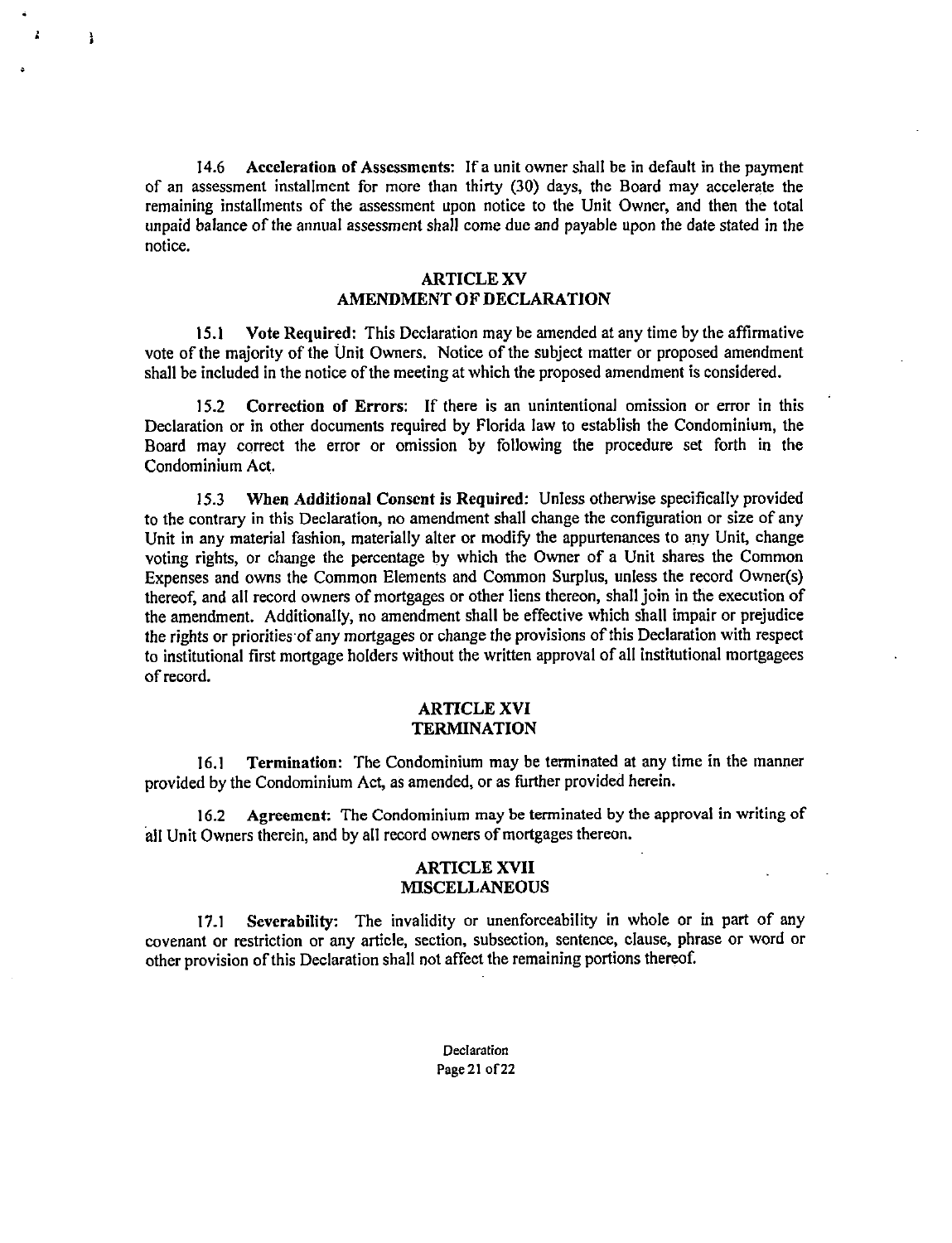14.6 **Acceleration of Assessments:** If a unit owner shall be in default in the payment of an assessment installment for more than thirty (30) days, the Board may accelerate the remaining installments of the assessment upon notice to the Unit Owner, and then the total unpaid balance of the annual assessment shall come due and payable upon the date stated in the notice.

## ARTICLE XV
## AMENDMENT OF DECLARATION

15.1 **Vote Required:** This Declaration may be amended at any time by the affirmative vote of the majority of the Unit Owners. Notice of the subject matter or proposed amendment shall be included in the notice of the meeting at which the proposed amendment is considered.

15.2 **Correction of Errors:** If there is an unintentional omission or error in this Declaration or in other documents required by Florida law to establish the Condominium, the Board may correct the error or omission by following the procedure set forth in the Condominium Act.

15.3 **When Additional Consent is Required:** Unless otherwise specifically provided to the contrary in this Declaration, no amendment shall change the configuration or size of any Unit in any material fashion, materially alter or modify the appurtenances to any Unit, change voting rights, or change the percentage by which the Owner of a Unit shares the Common Expenses and owns the Common Elements and Common Surplus, unless the record Owner(s) thereof, and all record owners of mortgages or other liens thereon, shall join in the execution of the amendment. Additionally, no amendment shall be effective which shall impair or prejudice the rights or priorities of any mortgages or change the provisions of this Declaration with respect to institutional first mortgage holders without the written approval of all institutional mortgagees of record.

## ARTICLE XVI
## TERMINATION

16.1 **Termination:** The Condominium may be terminated at any time in the manner provided by the Condominium Act, as amended, or as further provided herein.

16.2 **Agreement:** The Condominium may be terminated by the approval in writing of all Unit Owners therein, and by all record owners of mortgages thereon.

## ARTICLE XVII
## MISCELLANEOUS

17.1 **Severability:** The invalidity or unenforceability in whole or in part of any covenant or restriction or any article, section, subsection, sentence, clause, phrase or word or other provision of this Declaration shall not affect the remaining portions thereof.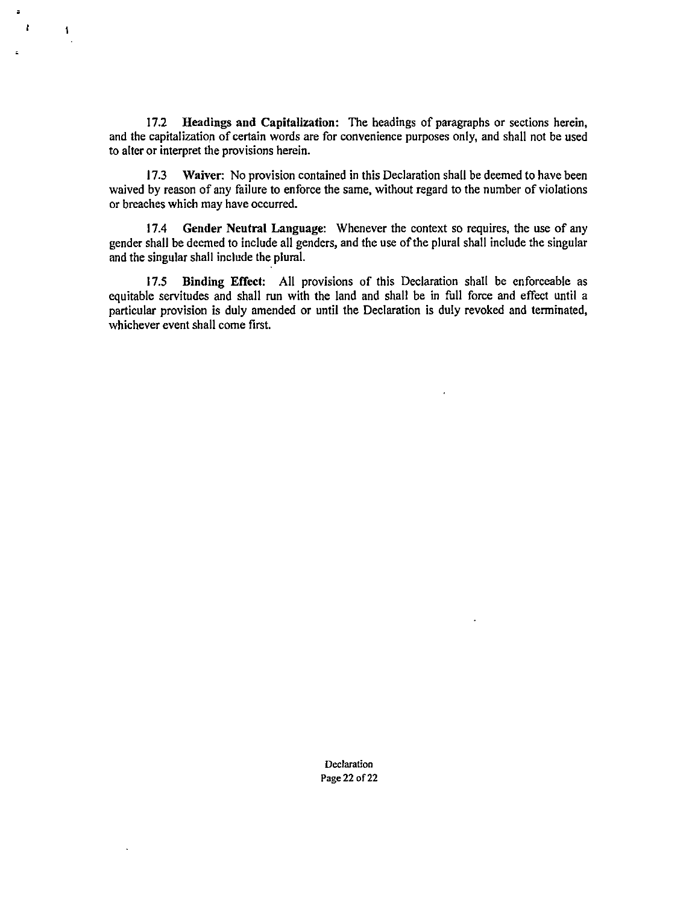17.2 **Headings and Capitalization:** The headings of paragraphs or sections herein, and the capitalization of certain words are for convenience purposes only, and shall not be used to alter or interpret the provisions herein.

17.3 **Waiver:** No provision contained in this Declaration shall be deemed to have been waived by reason of any failure to enforce the same, without regard to the number of violations or breaches which may have occurred.

17.4 **Gender Neutral Language:** Whenever the context so requires, the use of any gender shall be deemed to include all genders, and the use of the plural shall include the singular and the singular shall include the plural.

17.5 **Binding Effect:** All provisions of this Declaration shall be enforceable as equitable servitudes and shall run with the land and shall be in full force and effect until a particular provision is duly amended or until the Declaration is duly revoked and terminated, whichever event shall come first.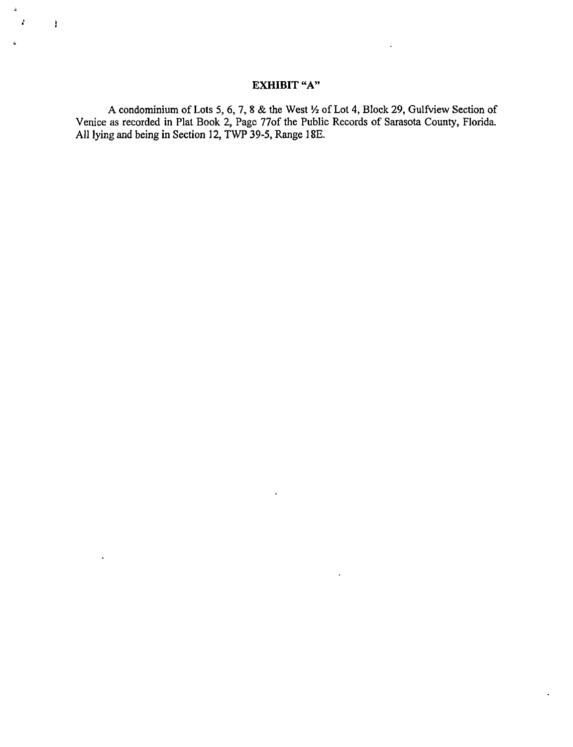**EXHIBIT "A"**

A condominium of Lots 5, 6, 7, 8 & the West ½ of Lot 4, Block 29, Gulfview Section of Venice as recorded in Plat Book 2, Page 77of the Public Records of Sarasota County, Florida. All lying and being in Section 12, TWP 39-5, Range 18E.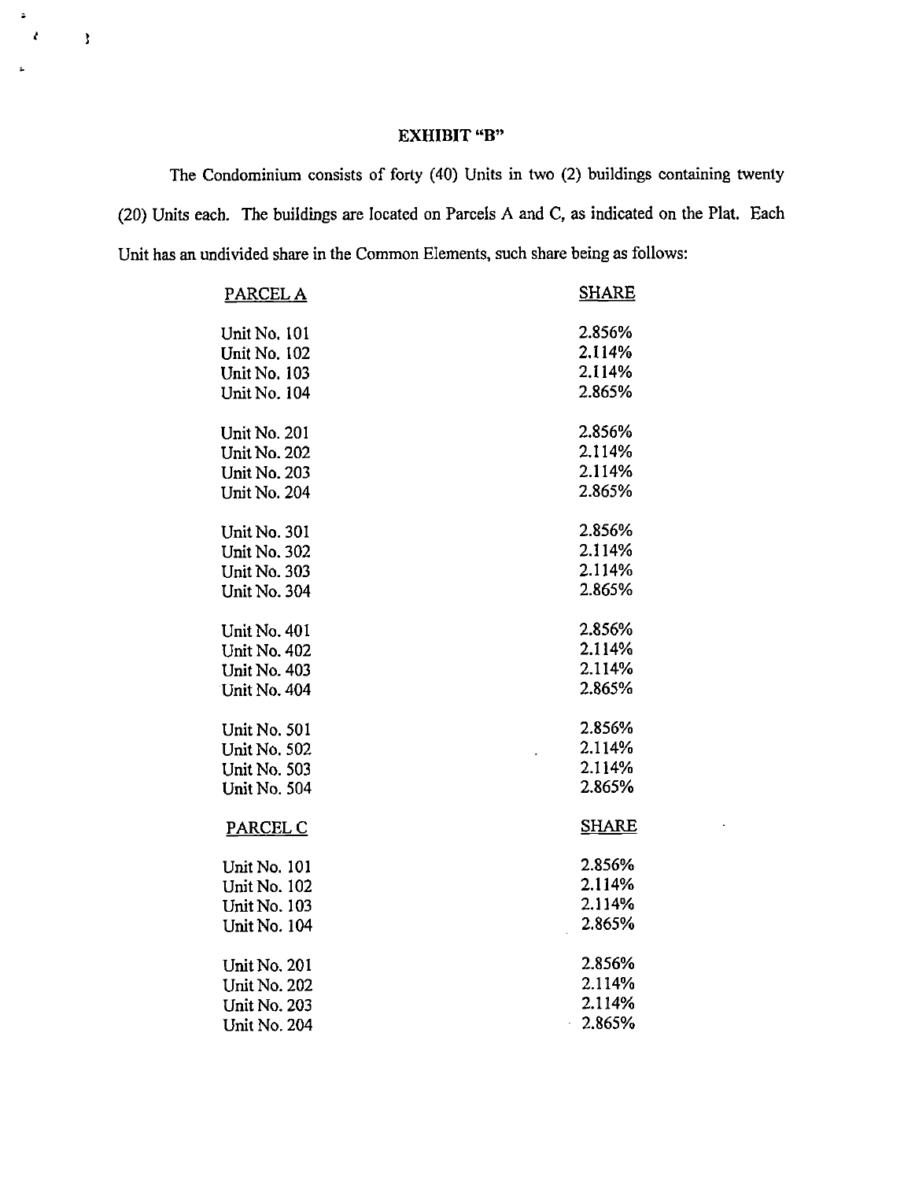# EXHIBIT "B"

The Condominium consists of forty (40) Units in two (2) buildings containing twenty (20) Units each. The buildings are located on Parcels A and C, as indicated on the Plat. Each Unit has an undivided share in the Common Elements, such share being as follows:

| PARCEL A | SHARE |
|---|---|
| Unit No. 101 | 2.856% |
| Unit No. 102 | 2.114% |
| Unit No. 103 | 2.114% |
| Unit No. 104 | 2.865% |
| Unit No. 201 | 2.856% |
| Unit No. 202 | 2.114% |
| Unit No. 203 | 2.114% |
| Unit No. 204 | 2.865% |
| Unit No. 301 | 2.856% |
| Unit No. 302 | 2.114% |
| Unit No. 303 | 2.114% |
| Unit No. 304 | 2.865% |
| Unit No. 401 | 2.856% |
| Unit No. 402 | 2.114% |
| Unit No. 403 | 2.114% |
| Unit No. 404 | 2.865% |
| Unit No. 501 | 2.856% |
| Unit No. 502 | 2.114% |
| Unit No. 503 | 2.114% |
| Unit No. 504 | 2.865% |

| PARCEL C | SHARE |
|---|---|
| Unit No. 101 | 2.856% |
| Unit No. 102 | 2.114% |
| Unit No. 103 | 2.114% |
| Unit No. 104 | 2.865% |
| Unit No. 201 | 2.856% |
| Unit No. 202 | 2.114% |
| Unit No. 203 | 2.114% |
| Unit No. 204 | 2.865% |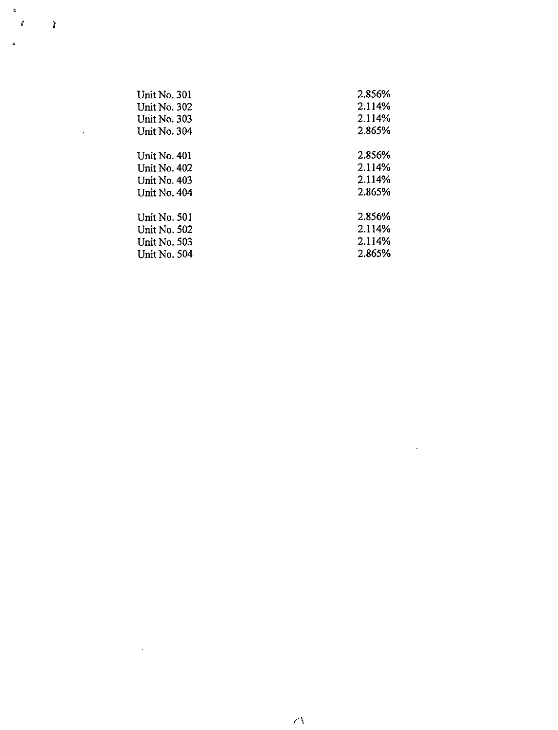| | |
|---|---|
| Unit No. 301 | 2.856% |
| Unit No. 302 | 2.114% |
| Unit No. 303 | 2.114% |
| Unit No. 304 | 2.865% |
| | |
| Unit No. 401 | 2.856% |
| Unit No. 402 | 2.114% |
| Unit No. 403 | 2.114% |
| Unit No. 404 | 2.865% |
| | |
| Unit No. 501 | 2.856% |
| Unit No. 502 | 2.114% |
| Unit No. 503 | 2.114% |
| Unit No. 504 | 2.865% |